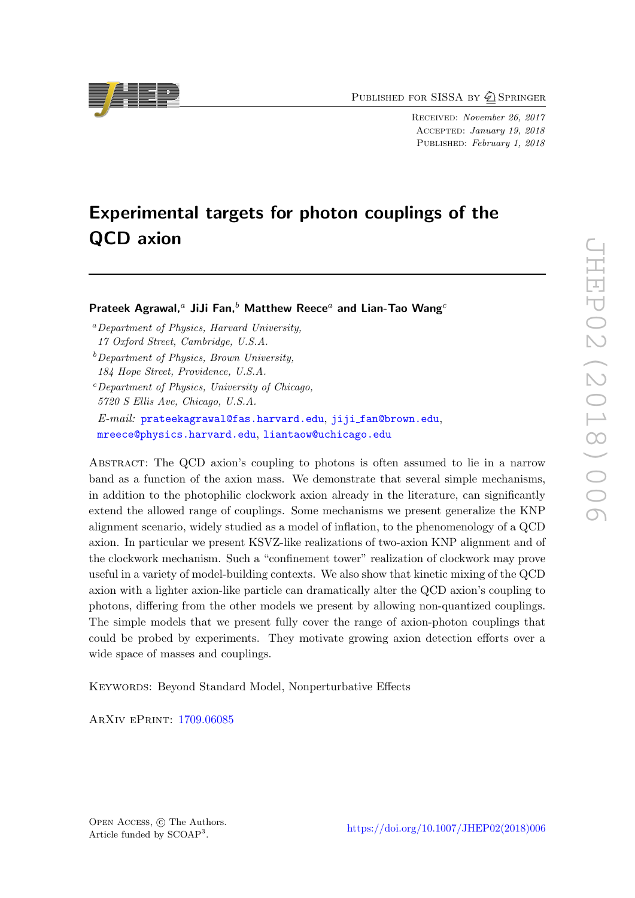Published for SISSA by Springer

Received: *November 26, 2017*
Accepted: *January 19, 2018*
Published: *February 1, 2018*

# Experimental targets for photon couplings of the QCD axion

**Prateek Agrawal,[a] JiJi Fan,[b] Matthew Reece[a] and Lian-Tao Wang[c]**

[a] *Department of Physics, Harvard University, 17 Oxford Street, Cambridge, U.S.A.*

[b] *Department of Physics, Brown University, 184 Hope Street, Providence, U.S.A.*

[c] *Department of Physics, University of Chicago, 5720 S Ellis Ave, Chicago, U.S.A.*

*E-mail:* prateekagrawal@fas.harvard.edu, jiji_fan@brown.edu, mreece@physics.harvard.edu, liantaow@uchicago.edu

Abstract: The QCD axion's coupling to photons is often assumed to lie in a narrow band as a function of the axion mass. We demonstrate that several simple mechanisms, in addition to the photophilic clockwork axion already in the literature, can significantly extend the allowed range of couplings. Some mechanisms we present generalize the KNP alignment scenario, widely studied as a model of inflation, to the phenomenology of a QCD axion. In particular we present KSVZ-like realizations of two-axion KNP alignment and of the clockwork mechanism. Such a "confinement tower" realization of clockwork may prove useful in a variety of model-building contexts. We also show that kinetic mixing of the QCD axion with a lighter axion-like particle can dramatically alter the QCD axion's coupling to photons, differing from the other models we present by allowing non-quantized couplings. The simple models that we present fully cover the range of axion-photon couplings that could be probed by experiments. They motivate growing axion detection efforts over a wide space of masses and couplings.

Keywords: Beyond Standard Model, Nonperturbative Effects

ArXiv ePrint: 1709.06085

Open Access, © The Authors. Article funded by SCOAP[3].

https://doi.org/10.1007/JHEP02(2018)006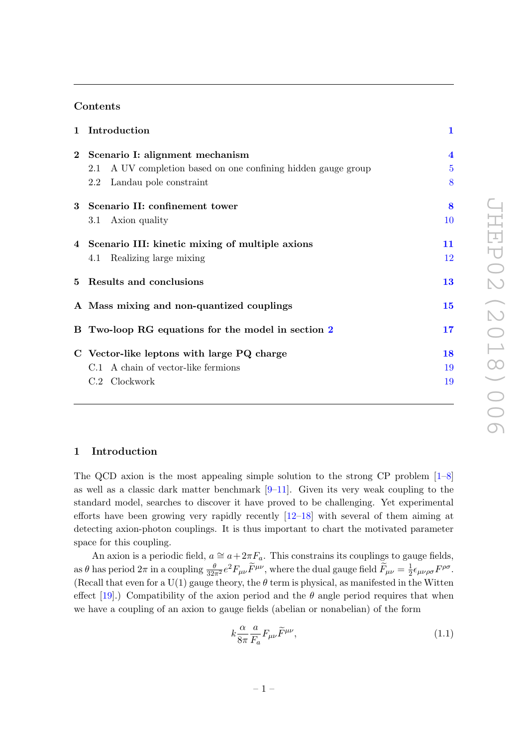## Contents

| | | |
|---|---|---|
| **1** | **Introduction** | **1** |
| **2** | **Scenario I: alignment mechanism** | **4** |
| | 2.1 A UV completion based on one confining hidden gauge group | 5 |
| | 2.2 Landau pole constraint | 8 |
| **3** | **Scenario II: confinement tower** | **8** |
| | 3.1 Axion quality | 10 |
| **4** | **Scenario III: kinetic mixing of multiple axions** | **11** |
| | 4.1 Realizing large mixing | 12 |
| **5** | **Results and conclusions** | **13** |
| **A** | **Mass mixing and non-quantized couplings** | **15** |
| **B** | **Two-loop RG equations for the model in section 2** | **17** |
| **C** | **Vector-like leptons with large PQ charge** | **18** |
| | C.1 A chain of vector-like fermions | 19 |
| | C.2 Clockwork | 19 |

## 1 Introduction

The QCD axion is the most appealing simple solution to the strong CP problem [1–8] as well as a classic dark matter benchmark [9–11]. Given its very weak coupling to the standard model, searches to discover it have proved to be challenging. Yet experimental efforts have been growing very rapidly recently [12–18] with several of them aiming at detecting axion-photon couplings. It is thus important to chart the motivated parameter space for this coupling.

An axion is a periodic field, $a \cong a + 2\pi F_a$. This constrains its couplings to gauge fields, as $\theta$ has period $2\pi$ in a coupling $\frac{\theta}{32\pi^2} e^2 F_{\mu\nu} \widetilde{F}^{\mu\nu}$, where the dual gauge field $\widetilde{F}_{\mu\nu} = \frac{1}{2}\epsilon_{\mu\nu\rho\sigma} F^{\rho\sigma}$. (Recall that even for a U(1) gauge theory, the $\theta$ term is physical, as manifested in the Witten effect [19].) Compatibility of the axion period and the $\theta$ angle period requires that when we have a coupling of an axion to gauge fields (abelian or nonabelian) of the form

$$k \frac{\alpha}{8\pi} \frac{a}{F_a} F_{\mu\nu} \widetilde{F}^{\mu\nu}, \tag{1.1}$$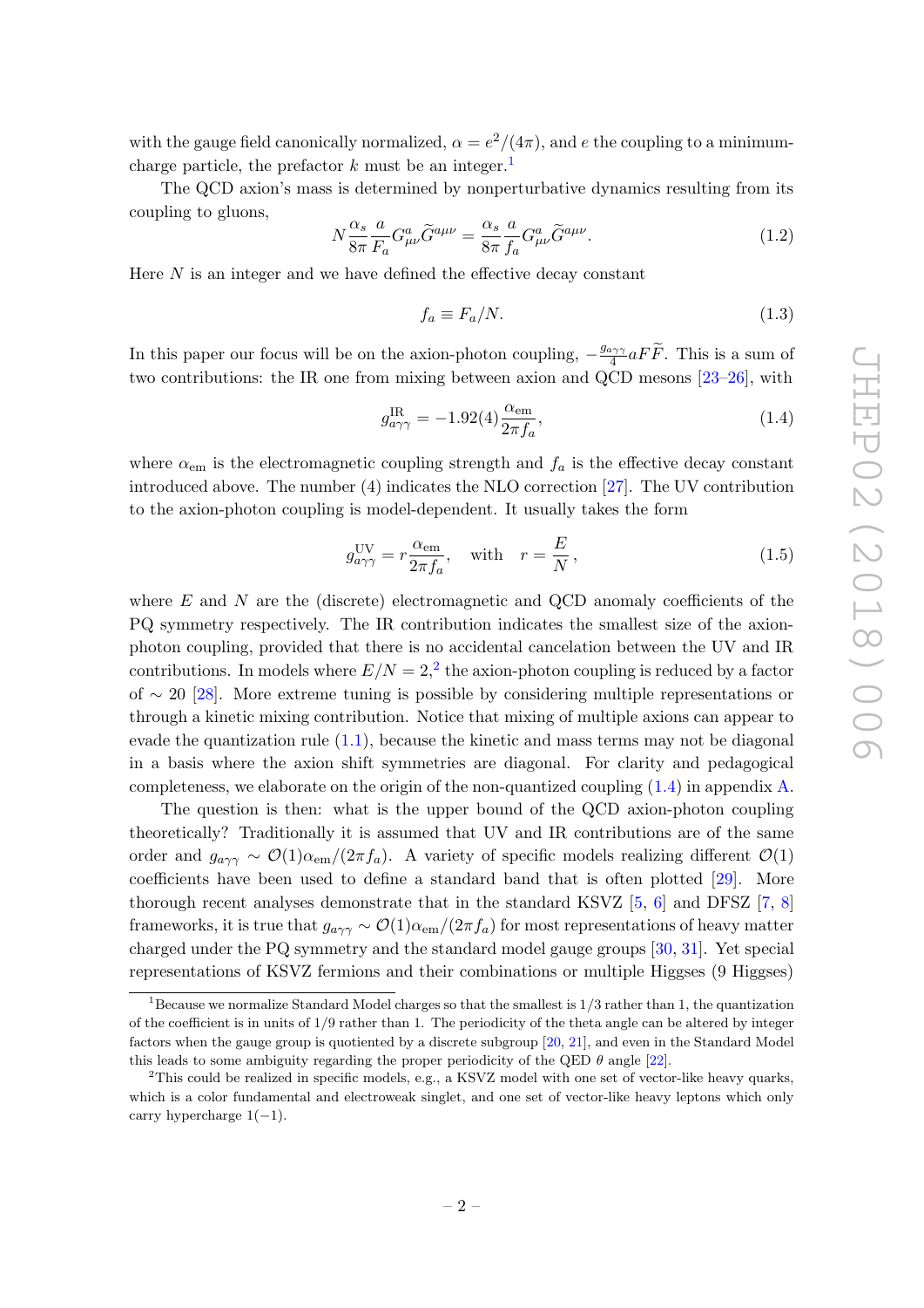with the gauge field canonically normalized, $\alpha = e^2/(4\pi)$, and $e$ the coupling to a minimum-charge particle, the prefactor $k$ must be an integer.[1]

The QCD axion's mass is determined by nonperturbative dynamics resulting from its coupling to gluons,

$$N \frac{\alpha_s}{8\pi} \frac{a}{F_a} G^a_{\mu\nu} \widetilde{G}^{a\mu\nu} = \frac{\alpha_s}{8\pi} \frac{a}{f_a} G^a_{\mu\nu} \widetilde{G}^{a\mu\nu}. \tag{1.2}$$

Here $N$ is an integer and we have defined the effective decay constant

$$f_a \equiv F_a/N. \tag{1.3}$$

In this paper our focus will be on the axion-photon coupling, $-\frac{g_{a\gamma\gamma}}{4} a F\widetilde{F}$. This is a sum of two contributions: the IR one from mixing between axion and QCD mesons [23–26], with

$$g^{\rm IR}_{a\gamma\gamma} = -1.92(4) \frac{\alpha_{\rm em}}{2\pi f_a}, \tag{1.4}$$

where $\alpha_{\rm em}$ is the electromagnetic coupling strength and $f_a$ is the effective decay constant introduced above. The number (4) indicates the NLO correction [27]. The UV contribution to the axion-photon coupling is model-dependent. It usually takes the form

$$g^{\rm UV}_{a\gamma\gamma} = r \frac{\alpha_{\rm em}}{2\pi f_a}, \quad \text{with} \quad r = \frac{E}{N}, \tag{1.5}$$

where $E$ and $N$ are the (discrete) electromagnetic and QCD anomaly coefficients of the PQ symmetry respectively. The IR contribution indicates the smallest size of the axion-photon coupling, provided that there is no accidental cancelation between the UV and IR contributions. In models where $E/N = 2$,[2] the axion-photon coupling is reduced by a factor of $\sim 20$ [28]. More extreme tuning is possible by considering multiple representations or through a kinetic mixing contribution. Notice that mixing of multiple axions can appear to evade the quantization rule (1.1), because the kinetic and mass terms may not be diagonal in a basis where the axion shift symmetries are diagonal. For clarity and pedagogical completeness, we elaborate on the origin of the non-quantized coupling (1.4) in appendix A.

The question is then: what is the upper bound of the QCD axion-photon coupling theoretically? Traditionally it is assumed that UV and IR contributions are of the same order and $g_{a\gamma\gamma} \sim \mathcal{O}(1)\alpha_{\rm em}/(2\pi f_a)$. A variety of specific models realizing different $\mathcal{O}(1)$ coefficients have been used to define a standard band that is often plotted [29]. More thorough recent analyses demonstrate that in the standard KSVZ [5, 6] and DFSZ [7, 8] frameworks, it is true that $g_{a\gamma\gamma} \sim \mathcal{O}(1)\alpha_{\rm em}/(2\pi f_a)$ for most representations of heavy matter charged under the PQ symmetry and the standard model gauge groups [30, 31]. Yet special representations of KSVZ fermions and their combinations or multiple Higgses (9 Higgses)

---

[1] Because we normalize Standard Model charges so that the smallest is 1/3 rather than 1, the quantization of the coefficient is in units of 1/9 rather than 1. The periodicity of the theta angle can be altered by integer factors when the gauge group is quotiented by a discrete subgroup [20, 21], and even in the Standard Model this leads to some ambiguity regarding the proper periodicity of the QED $\theta$ angle [22].

[2] This could be realized in specific models, e.g., a KSVZ model with one set of vector-like heavy quarks, which is a color fundamental and electroweak singlet, and one set of vector-like heavy leptons which only carry hypercharge $1(-1)$.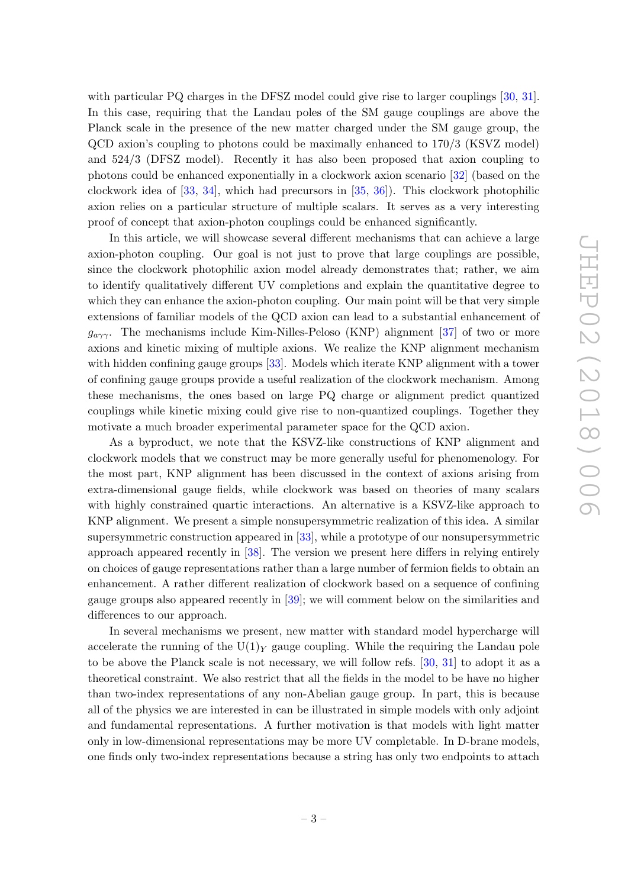with particular PQ charges in the DFSZ model could give rise to larger couplings [30, 31]. In this case, requiring that the Landau poles of the SM gauge couplings are above the Planck scale in the presence of the new matter charged under the SM gauge group, the QCD axion's coupling to photons could be maximally enhanced to 170/3 (KSVZ model) and 524/3 (DFSZ model). Recently it has also been proposed that axion coupling to photons could be enhanced exponentially in a clockwork axion scenario [32] (based on the clockwork idea of [33, 34], which had precursors in [35, 36]). This clockwork photophilic axion relies on a particular structure of multiple scalars. It serves as a very interesting proof of concept that axion-photon couplings could be enhanced significantly.

In this article, we will showcase several different mechanisms that can achieve a large axion-photon coupling. Our goal is not just to prove that large couplings are possible, since the clockwork photophilic axion model already demonstrates that; rather, we aim to identify qualitatively different UV completions and explain the quantitative degree to which they can enhance the axion-photon coupling. Our main point will be that very simple extensions of familiar models of the QCD axion can lead to a substantial enhancement of $g_{a\gamma\gamma}$. The mechanisms include Kim-Nilles-Peloso (KNP) alignment [37] of two or more axions and kinetic mixing of multiple axions. We realize the KNP alignment mechanism with hidden confining gauge groups [33]. Models which iterate KNP alignment with a tower of confining gauge groups provide a useful realization of the clockwork mechanism. Among these mechanisms, the ones based on large PQ charge or alignment predict quantized couplings while kinetic mixing could give rise to non-quantized couplings. Together they motivate a much broader experimental parameter space for the QCD axion.

As a byproduct, we note that the KSVZ-like constructions of KNP alignment and clockwork models that we construct may be more generally useful for phenomenology. For the most part, KNP alignment has been discussed in the context of axions arising from extra-dimensional gauge fields, while clockwork was based on theories of many scalars with highly constrained quartic interactions. An alternative is a KSVZ-like approach to KNP alignment. We present a simple nonsupersymmetric realization of this idea. A similar supersymmetric construction appeared in [33], while a prototype of our nonsupersymmetric approach appeared recently in [38]. The version we present here differs in relying entirely on choices of gauge representations rather than a large number of fermion fields to obtain an enhancement. A rather different realization of clockwork based on a sequence of confining gauge groups also appeared recently in [39]; we will comment below on the similarities and differences to our approach.

In several mechanisms we present, new matter with standard model hypercharge will accelerate the running of the $\mathrm{U}(1)_Y$ gauge coupling. While the requiring the Landau pole to be above the Planck scale is not necessary, we will follow refs. [30, 31] to adopt it as a theoretical constraint. We also restrict that all the fields in the model to be have no higher than two-index representations of any non-Abelian gauge group. In part, this is because all of the physics we are interested in can be illustrated in simple models with only adjoint and fundamental representations. A further motivation is that models with light matter only in low-dimensional representations may be more UV completable. In D-brane models, one finds only two-index representations because a string has only two endpoints to attach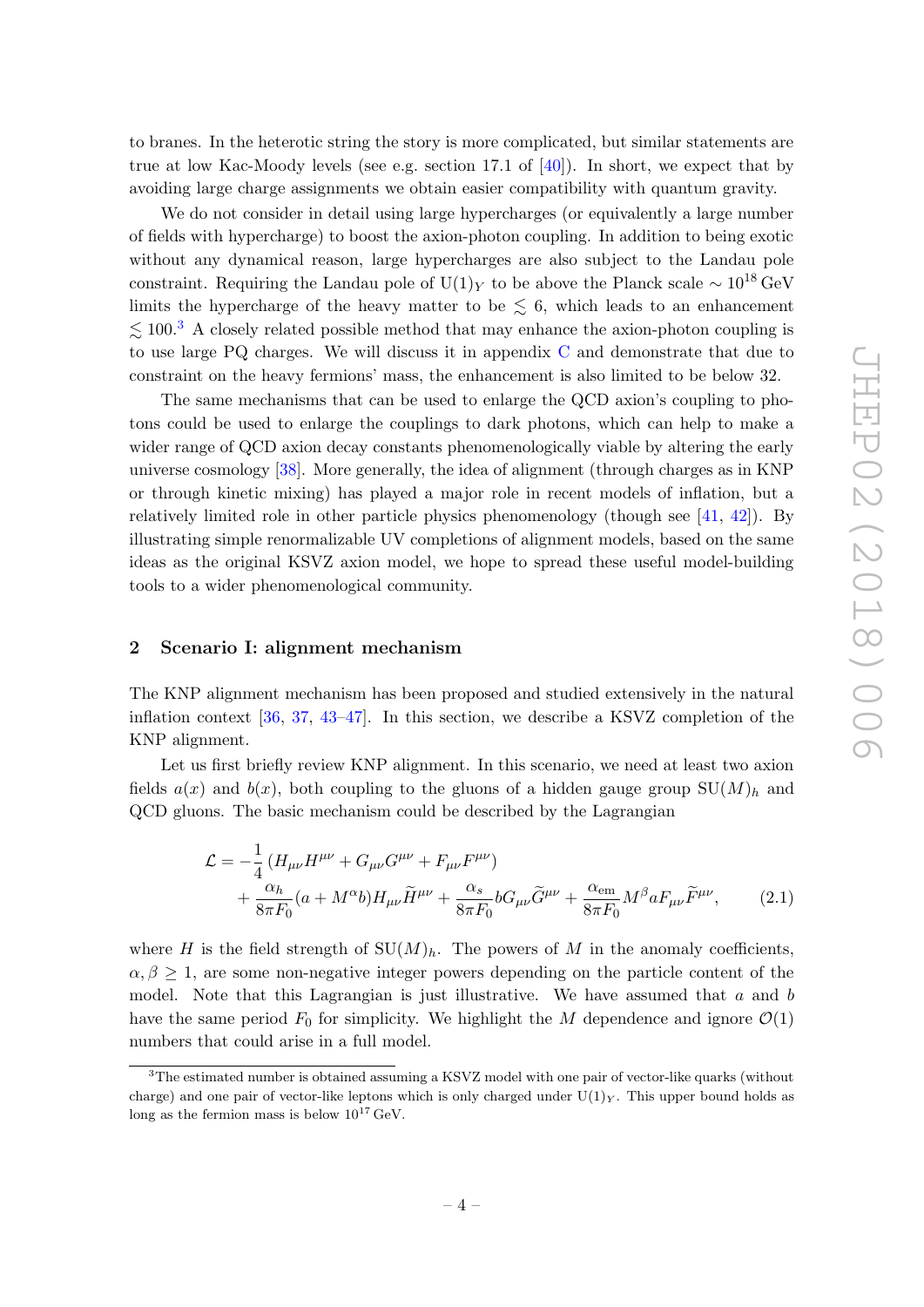to branes. In the heterotic string the story is more complicated, but similar statements are true at low Kac-Moody levels (see e.g. section 17.1 of [40]). In short, we expect that by avoiding large charge assignments we obtain easier compatibility with quantum gravity.

We do not consider in detail using large hypercharges (or equivalently a large number of fields with hypercharge) to boost the axion-photon coupling. In addition to being exotic without any dynamical reason, large hypercharges are also subject to the Landau pole constraint. Requiring the Landau pole of $\mathrm{U}(1)_Y$ to be above the Planck scale $\sim 10^{18}\,\mathrm{GeV}$ limits the hypercharge of the heavy matter to be $\lesssim 6$, which leads to an enhancement $\lesssim 100$.[3] A closely related possible method that may enhance the axion-photon coupling is to use large PQ charges. We will discuss it in appendix C and demonstrate that due to constraint on the heavy fermions' mass, the enhancement is also limited to be below 32.

The same mechanisms that can be used to enlarge the QCD axion's coupling to photons could be used to enlarge the couplings to dark photons, which can help to make a wider range of QCD axion decay constants phenomenologically viable by altering the early universe cosmology [38]. More generally, the idea of alignment (through charges as in KNP or through kinetic mixing) has played a major role in recent models of inflation, but a relatively limited role in other particle physics phenomenology (though see [41, 42]). By illustrating simple renormalizable UV completions of alignment models, based on the same ideas as the original KSVZ axion model, we hope to spread these useful model-building tools to a wider phenomenological community.

## 2 Scenario I: alignment mechanism

The KNP alignment mechanism has been proposed and studied extensively in the natural inflation context [36, 37, 43–47]. In this section, we describe a KSVZ completion of the KNP alignment.

Let us first briefly review KNP alignment. In this scenario, we need at least two axion fields $a(x)$ and $b(x)$, both coupling to the gluons of a hidden gauge group $\mathrm{SU}(M)_h$ and QCD gluons. The basic mechanism could be described by the Lagrangian

$$\begin{aligned}\mathcal{L} = &-\frac{1}{4}\left(H_{\mu\nu}H^{\mu\nu} + G_{\mu\nu}G^{\mu\nu} + F_{\mu\nu}F^{\mu\nu}\right)\\ &+\frac{\alpha_h}{8\pi F_0}(a + M^{\alpha}b)H_{\mu\nu}\widetilde{H}^{\mu\nu} + \frac{\alpha_s}{8\pi F_0}bG_{\mu\nu}\widetilde{G}^{\mu\nu} + \frac{\alpha_{\mathrm{em}}}{8\pi F_0}M^{\beta}aF_{\mu\nu}\widetilde{F}^{\mu\nu},\end{aligned} \tag{2.1}$$

where $H$ is the field strength of $\mathrm{SU}(M)_h$. The powers of $M$ in the anomaly coefficients, $\alpha, \beta \geq 1$, are some non-negative integer powers depending on the particle content of the model. Note that this Lagrangian is just illustrative. We have assumed that $a$ and $b$ have the same period $F_0$ for simplicity. We highlight the $M$ dependence and ignore $\mathcal{O}(1)$ numbers that could arise in a full model.

[3] The estimated number is obtained assuming a KSVZ model with one pair of vector-like quarks (without charge) and one pair of vector-like leptons which is only charged under $\mathrm{U}(1)_Y$. This upper bound holds as long as the fermion mass is below $10^{17}$ GeV.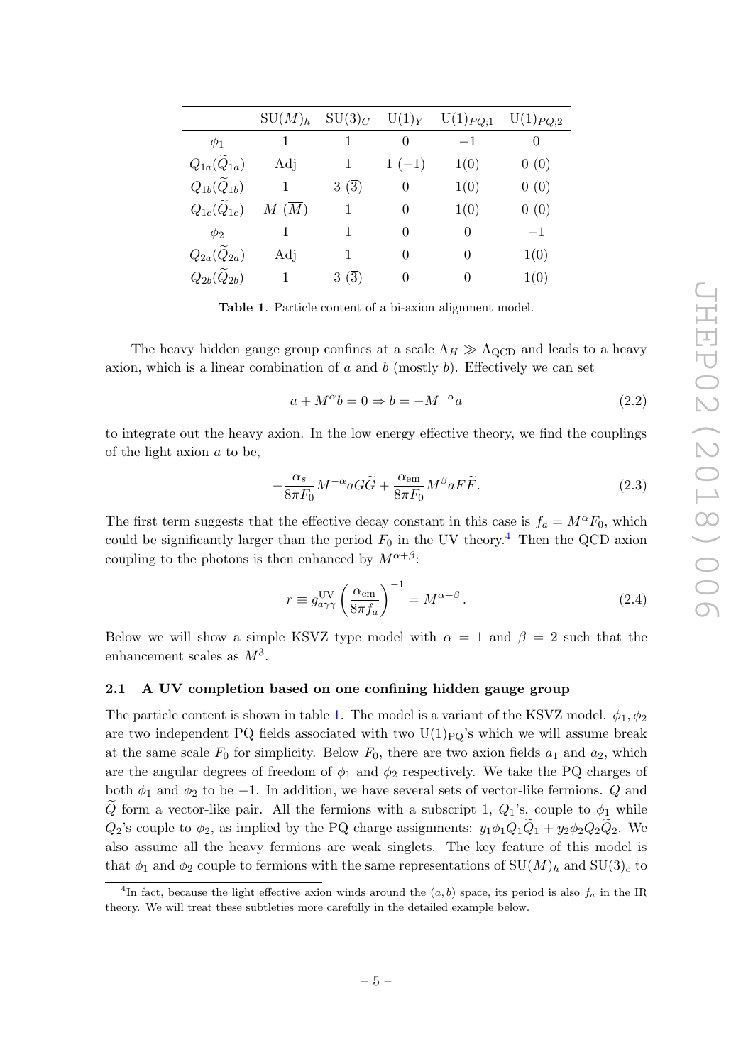|  | $\mathrm{SU}(M)_h$ | $\mathrm{SU}(3)_C$ | $\mathrm{U}(1)_Y$ | $\mathrm{U}(1)_{PQ;1}$ | $\mathrm{U}(1)_{PQ;2}$ |
|---|---|---|---|---|---|
| $\phi_1$ | 1 | 1 | 0 | $-1$ | 0 |
| $Q_{1a}(\widetilde{Q}_{1a})$ | Adj | 1 | $1\ (-1)$ | $1(0)$ | $0\ (0)$ |
| $Q_{1b}(\widetilde{Q}_{1b})$ | 1 | $3\ (\overline{3})$ | 0 | $1(0)$ | $0\ (0)$ |
| $Q_{1c}(\widetilde{Q}_{1c})$ | $M\ (\overline{M})$ | 1 | 0 | $1(0)$ | $0\ (0)$ |
| $\phi_2$ | 1 | 1 | 0 | 0 | $-1$ |
| $Q_{2a}(\widetilde{Q}_{2a})$ | Adj | 1 | 0 | 0 | $1(0)$ |
| $Q_{2b}(\widetilde{Q}_{2b})$ | 1 | $3\ (\overline{3})$ | 0 | 0 | $1(0)$ |

**Table 1**. Particle content of a bi-axion alignment model.

The heavy hidden gauge group confines at a scale $\Lambda_H \gg \Lambda_{\rm QCD}$ and leads to a heavy axion, which is a linear combination of $a$ and $b$ (mostly $b$). Effectively we can set

$$a + M^\alpha b = 0 \Rightarrow b = -M^{-\alpha} a \tag{2.2}$$

to integrate out the heavy axion. In the low energy effective theory, we find the couplings of the light axion $a$ to be,

$$-\frac{\alpha_s}{8\pi F_0} M^{-\alpha} a G\widetilde{G} + \frac{\alpha_{\rm em}}{8\pi F_0} M^\beta a F\widetilde{F}. \tag{2.3}$$

The first term suggests that the effective decay constant in this case is $f_a = M^\alpha F_0$, which could be significantly larger than the period $F_0$ in the UV theory.[4] Then the QCD axion coupling to the photons is then enhanced by $M^{\alpha+\beta}$:

$$r \equiv g_{a\gamma\gamma}^{\rm UV} \left(\frac{\alpha_{\rm em}}{8\pi f_a}\right)^{-1} = M^{\alpha+\beta}\,. \tag{2.4}$$

Below we will show a simple KSVZ type model with $\alpha = 1$ and $\beta = 2$ such that the enhancement scales as $M^3$.

### 2.1 A UV completion based on one confining hidden gauge group

The particle content is shown in table 1. The model is a variant of the KSVZ model. $\phi_1, \phi_2$ are two independent PQ fields associated with two $\mathrm{U}(1)_{\rm PQ}$'s which we will assume break at the same scale $F_0$ for simplicity. Below $F_0$, there are two axion fields $a_1$ and $a_2$, which are the angular degrees of freedom of $\phi_1$ and $\phi_2$ respectively. We take the PQ charges of both $\phi_1$ and $\phi_2$ to be $-1$. In addition, we have several sets of vector-like fermions. $Q$ and $\widetilde{Q}$ form a vector-like pair. All the fermions with a subscript 1, $Q_1$'s, couple to $\phi_1$ while $Q_2$'s couple to $\phi_2$, as implied by the PQ charge assignments: $y_1\phi_1 Q_1\widetilde{Q}_1 + y_2\phi_2 Q_2\widetilde{Q}_2$. We also assume all the heavy fermions are weak singlets. The key feature of this model is that $\phi_1$ and $\phi_2$ couple to fermions with the same representations of $\mathrm{SU}(M)_h$ and $\mathrm{SU}(3)_c$ to

[4] In fact, because the light effective axion winds around the $(a, b)$ space, its period is also $f_a$ in the IR theory. We will treat these subtleties more carefully in the detailed example below.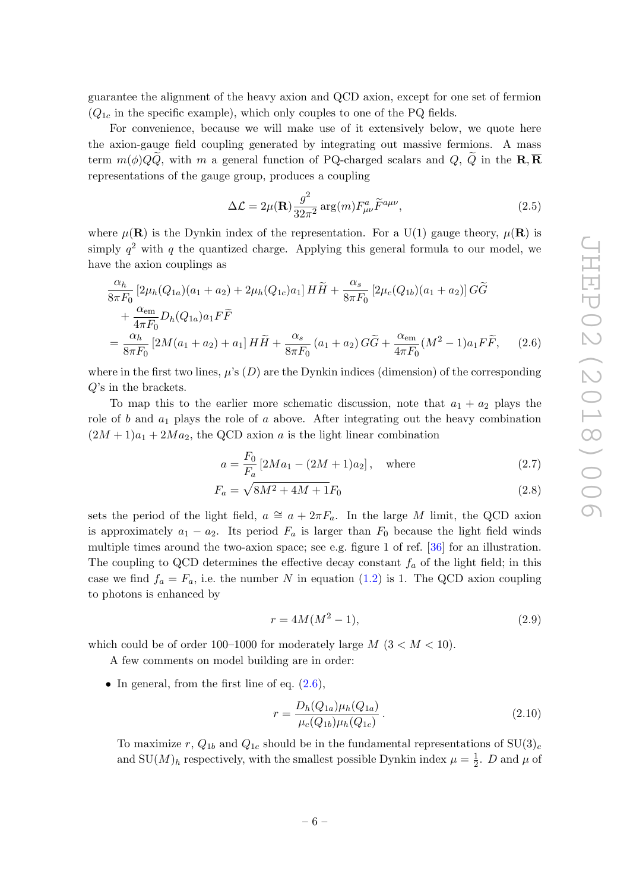guarantee the alignment of the heavy axion and QCD axion, except for one set of fermion ($Q_{1c}$ in the specific example), which only couples to one of the PQ fields.

For convenience, because we will make use of it extensively below, we quote here the axion-gauge field coupling generated by integrating out massive fermions. A mass term $m(\phi)Q\widetilde{Q}$, with $m$ a general function of PQ-charged scalars and $Q$, $\widetilde{Q}$ in the $\mathbf{R}, \overline{\mathbf{R}}$ representations of the gauge group, produces a coupling

$$\Delta \mathcal{L} = 2\mu(\mathbf{R})\frac{g^2}{32\pi^2}\arg(m)F^a_{\mu\nu}\widetilde{F}^{a\mu\nu}, \tag{2.5}$$

where $\mu(\mathbf{R})$ is the Dynkin index of the representation. For a U(1) gauge theory, $\mu(\mathbf{R})$ is simply $q^2$ with $q$ the quantized charge. Applying this general formula to our model, we have the axion couplings as

$$\begin{aligned}
&\frac{\alpha_h}{8\pi F_0}\left[2\mu_h(Q_{1a})(a_1+a_2) + 2\mu_h(Q_{1c})a_1\right]H\widetilde{H} + \frac{\alpha_s}{8\pi F_0}\left[2\mu_c(Q_{1b})(a_1+a_2)\right]G\widetilde{G} \\
&\quad + \frac{\alpha_{\rm em}}{4\pi F_0}D_h(Q_{1a})a_1 F\widetilde{F} \\
&= \frac{\alpha_h}{8\pi F_0}\left[2M(a_1+a_2)+a_1\right]H\widetilde{H} + \frac{\alpha_s}{8\pi F_0}(a_1+a_2)\,G\widetilde{G} + \frac{\alpha_{\rm em}}{4\pi F_0}(M^2-1)a_1 F\widetilde{F},
\end{aligned} \tag{2.6}$$

where in the first two lines, $\mu$'s ($D$) are the Dynkin indices (dimension) of the corresponding $Q$'s in the brackets.

To map this to the earlier more schematic discussion, note that $a_1 + a_2$ plays the role of $b$ and $a_1$ plays the role of $a$ above. After integrating out the heavy combination $(2M+1)a_1 + 2Ma_2$, the QCD axion $a$ is the light linear combination

$$a = \frac{F_0}{F_a}\left[2Ma_1 - (2M+1)a_2\right], \quad \text{where} \tag{2.7}$$

$$F_a = \sqrt{8M^2+4M+1}F_0 \tag{2.8}$$

sets the period of the light field, $a \cong a + 2\pi F_a$. In the large $M$ limit, the QCD axion is approximately $a_1 - a_2$. Its period $F_a$ is larger than $F_0$ because the light field winds multiple times around the two-axion space; see e.g. figure 1 of ref. [36] for an illustration. The coupling to QCD determines the effective decay constant $f_a$ of the light field; in this case we find $f_a = F_a$, i.e. the number $N$ in equation (1.2) is 1. The QCD axion coupling to photons is enhanced by

$$r = 4M(M^2-1), \tag{2.9}$$

which could be of order 100–1000 for moderately large $M$ ($3 < M < 10$).

A few comments on model building are in order:

- In general, from the first line of eq. (2.6),

$$r = \frac{D_h(Q_{1a})\mu_h(Q_{1a})}{\mu_c(Q_{1b})\mu_h(Q_{1c})}. \tag{2.10}$$

  To maximize $r$, $Q_{1b}$ and $Q_{1c}$ should be in the fundamental representations of $\mathrm{SU}(3)_c$ and $\mathrm{SU}(M)_h$ respectively, with the smallest possible Dynkin index $\mu = \frac{1}{2}$. $D$ and $\mu$ of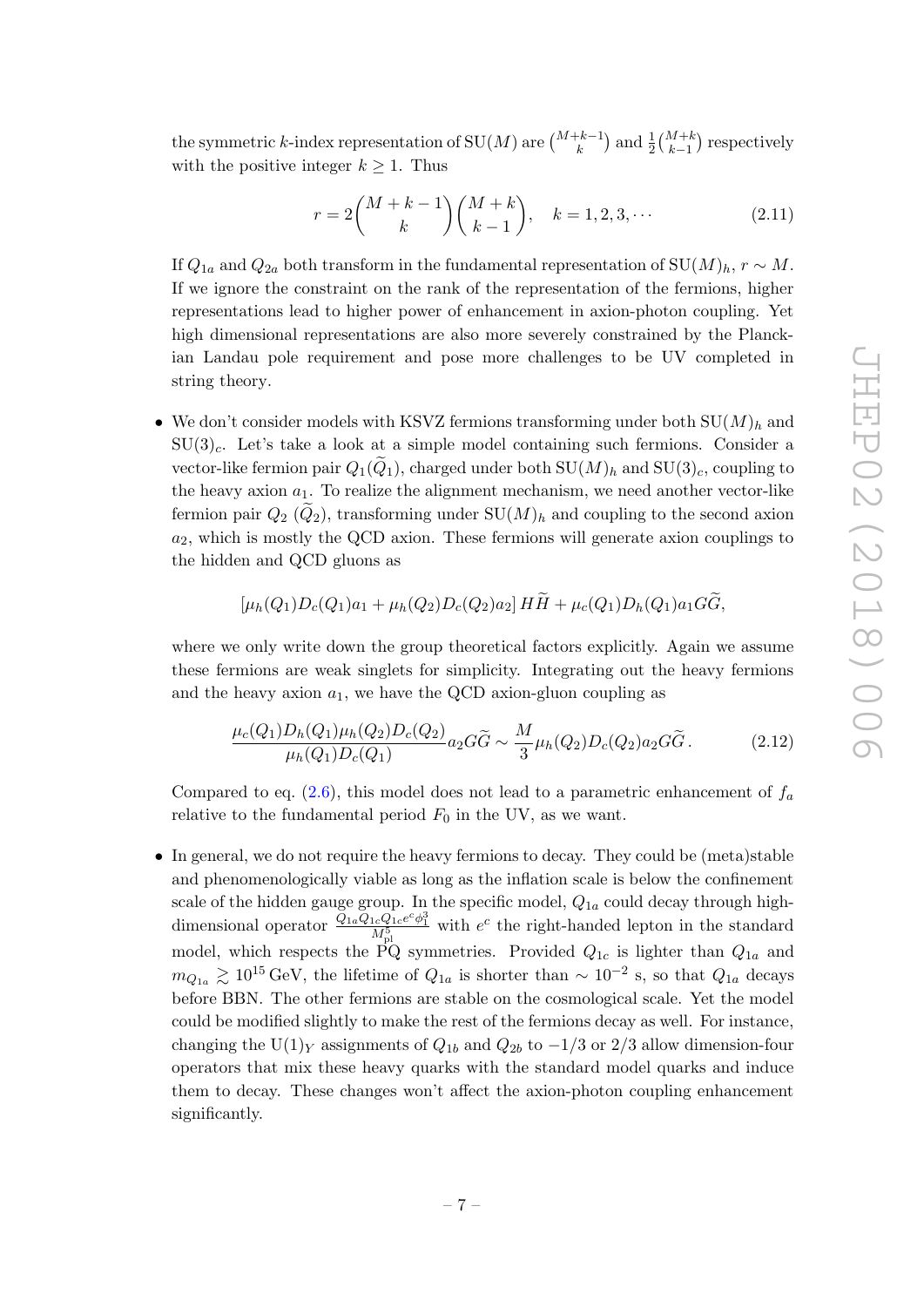the symmetric $k$-index representation of $\mathrm{SU}(M)$ are $\binom{M+k-1}{k}$ and $\frac{1}{2}\binom{M+k}{k-1}$ respectively with the positive integer $k \geq 1$. Thus

$$r = 2\binom{M+k-1}{k}\binom{M+k}{k-1}, \quad k = 1, 2, 3, \cdots \tag{2.11}$$

If $Q_{1a}$ and $Q_{2a}$ both transform in the fundamental representation of $\mathrm{SU}(M)_h$, $r \sim M$. If we ignore the constraint on the rank of the representation of the fermions, higher representations lead to higher power of enhancement in axion-photon coupling. Yet high dimensional representations are also more severely constrained by the Planckian Landau pole requirement and pose more challenges to be UV completed in string theory.

- We don't consider models with KSVZ fermions transforming under both $\mathrm{SU}(M)_h$ and $\mathrm{SU}(3)_c$. Let's take a look at a simple model containing such fermions. Consider a vector-like fermion pair $Q_1(\widetilde{Q}_1)$, charged under both $\mathrm{SU}(M)_h$ and $\mathrm{SU}(3)_c$, coupling to the heavy axion $a_1$. To realize the alignment mechanism, we need another vector-like fermion pair $Q_2$ $(\widetilde{Q}_2)$, transforming under $\mathrm{SU}(M)_h$ and coupling to the second axion $a_2$, which is mostly the QCD axion. These fermions will generate axion couplings to the hidden and QCD gluons as

$$\left[\mu_h(Q_1)D_c(Q_1)a_1 + \mu_h(Q_2)D_c(Q_2)a_2\right]H\widetilde{H} + \mu_c(Q_1)D_h(Q_1)a_1 G\widetilde{G},$$

where we only write down the group theoretical factors explicitly. Again we assume these fermions are weak singlets for simplicity. Integrating out the heavy fermions and the heavy axion $a_1$, we have the QCD axion-gluon coupling as

$$\frac{\mu_c(Q_1)D_h(Q_1)\mu_h(Q_2)D_c(Q_2)}{\mu_h(Q_1)D_c(Q_1)}a_2 G\widetilde{G} \sim \frac{M}{3}\mu_h(Q_2)D_c(Q_2)a_2 G\widetilde{G}. \tag{2.12}$$

Compared to eq. (2.6), this model does not lead to a parametric enhancement of $f_a$ relative to the fundamental period $F_0$ in the UV, as we want.

- In general, we do not require the heavy fermions to decay. They could be (meta)stable and phenomenologically viable as long as the inflation scale is below the confinement scale of the hidden gauge group. In the specific model, $Q_{1a}$ could decay through high-dimensional operator $\frac{Q_{1a}Q_{1c}Q_{1c}e^c\phi_1^3}{M_{\rm pl}^5}$ with $e^c$ the right-handed lepton in the standard model, which respects the PQ symmetries. Provided $Q_{1c}$ is lighter than $Q_{1a}$ and $m_{Q_{1a}} \gtrsim 10^{15}\,\mathrm{GeV}$, the lifetime of $Q_{1a}$ is shorter than $\sim 10^{-2}$ s, so that $Q_{1a}$ decays before BBN. The other fermions are stable on the cosmological scale. Yet the model could be modified slightly to make the rest of the fermions decay as well. For instance, changing the $\mathrm{U}(1)_Y$ assignments of $Q_{1b}$ and $Q_{2b}$ to $-1/3$ or $2/3$ allow dimension-four operators that mix these heavy quarks with the standard model quarks and induce them to decay. These changes won't affect the axion-photon coupling enhancement significantly.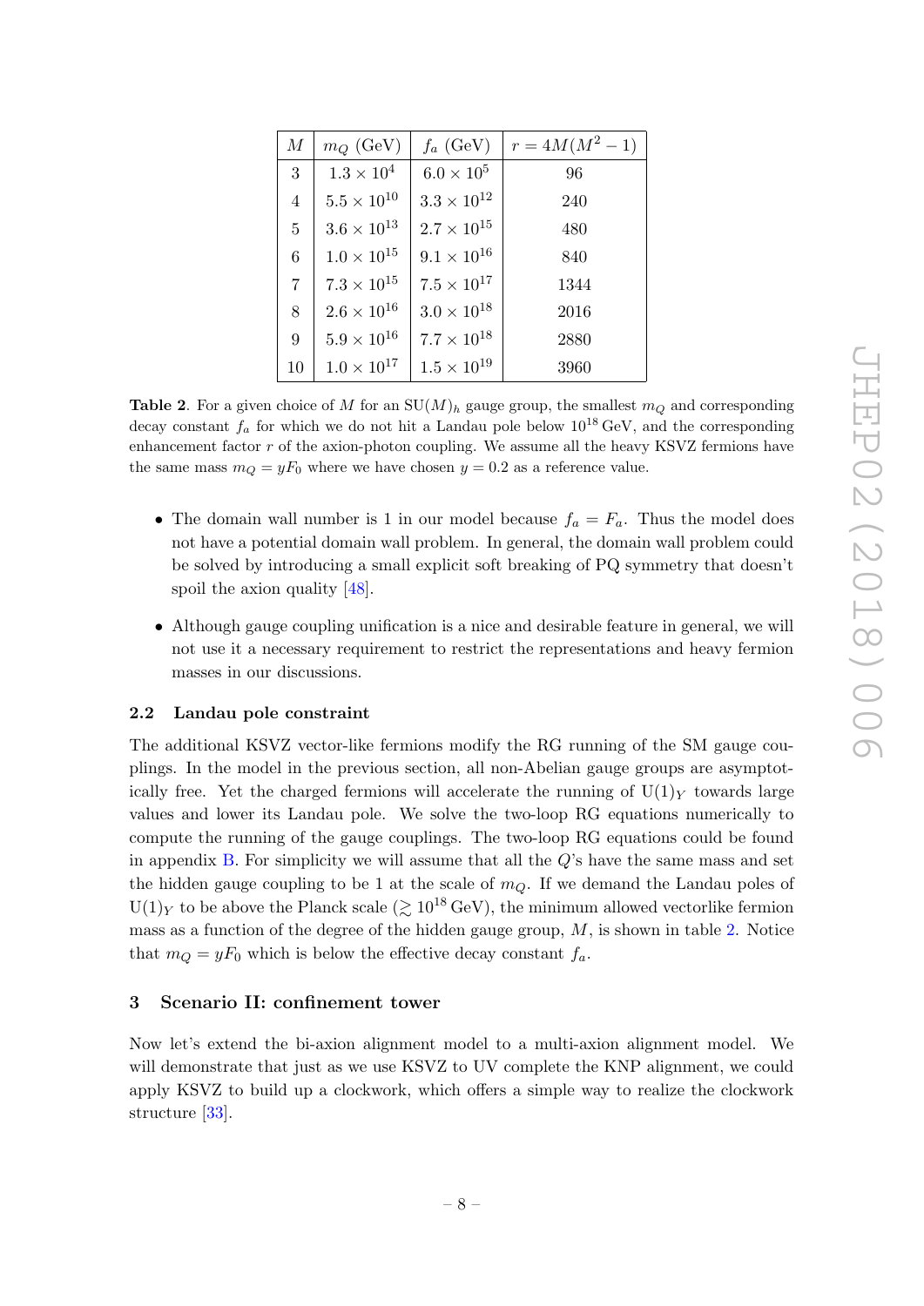| $M$ | $m_Q$ (GeV) | $f_a$ (GeV) | $r = 4M(M^2 - 1)$ |
|---|---|---|---|
| 3 | $1.3 \times 10^4$ | $6.0 \times 10^5$ | 96 |
| 4 | $5.5 \times 10^{10}$ | $3.3 \times 10^{12}$ | 240 |
| 5 | $3.6 \times 10^{13}$ | $2.7 \times 10^{15}$ | 480 |
| 6 | $1.0 \times 10^{15}$ | $9.1 \times 10^{16}$ | 840 |
| 7 | $7.3 \times 10^{15}$ | $7.5 \times 10^{17}$ | 1344 |
| 8 | $2.6 \times 10^{16}$ | $3.0 \times 10^{18}$ | 2016 |
| 9 | $5.9 \times 10^{16}$ | $7.7 \times 10^{18}$ | 2880 |
| 10 | $1.0 \times 10^{17}$ | $1.5 \times 10^{19}$ | 3960 |

**Table 2**. For a given choice of $M$ for an $\mathrm{SU}(M)_h$ gauge group, the smallest $m_Q$ and corresponding decay constant $f_a$ for which we do not hit a Landau pole below $10^{18}$ GeV, and the corresponding enhancement factor $r$ of the axion-photon coupling. We assume all the heavy KSVZ fermions have the same mass $m_Q = yF_0$ where we have chosen $y = 0.2$ as a reference value.

- The domain wall number is 1 in our model because $f_a = F_a$. Thus the model does not have a potential domain wall problem. In general, the domain wall problem could be solved by introducing a small explicit soft breaking of PQ symmetry that doesn't spoil the axion quality [48].
- Although gauge coupling unification is a nice and desirable feature in general, we will not use it a necessary requirement to restrict the representations and heavy fermion masses in our discussions.

### 2.2 Landau pole constraint

The additional KSVZ vector-like fermions modify the RG running of the SM gauge couplings. In the model in the previous section, all non-Abelian gauge groups are asymptotically free. Yet the charged fermions will accelerate the running of $\mathrm{U}(1)_Y$ towards large values and lower its Landau pole. We solve the two-loop RG equations numerically to compute the running of the gauge couplings. The two-loop RG equations could be found in appendix B. For simplicity we will assume that all the $Q$'s have the same mass and set the hidden gauge coupling to be 1 at the scale of $m_Q$. If we demand the Landau poles of $\mathrm{U}(1)_Y$ to be above the Planck scale ($\gtrsim 10^{18}$ GeV), the minimum allowed vectorlike fermion mass as a function of the degree of the hidden gauge group, $M$, is shown in table 2. Notice that $m_Q = yF_0$ which is below the effective decay constant $f_a$.

## 3 Scenario II: confinement tower

Now let's extend the bi-axion alignment model to a multi-axion alignment model. We will demonstrate that just as we use KSVZ to UV complete the KNP alignment, we could apply KSVZ to build up a clockwork, which offers a simple way to realize the clockwork structure [33].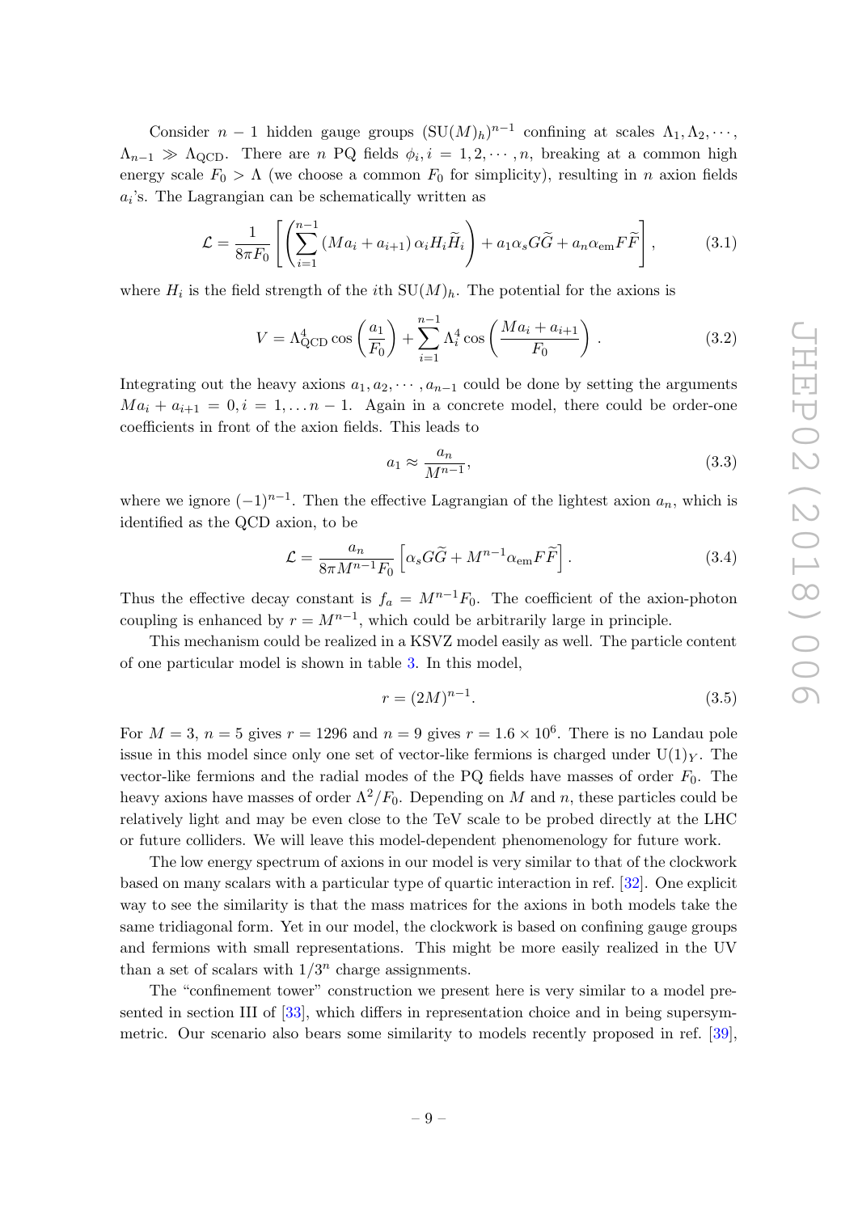Consider $n-1$ hidden gauge groups $(\mathrm{SU}(M)_h)^{n-1}$ confining at scales $\Lambda_1, \Lambda_2, \cdots, \Lambda_{n-1} \gg \Lambda_{\mathrm{QCD}}$. There are $n$ PQ fields $\phi_i, i = 1, 2, \cdots, n$, breaking at a common high energy scale $F_0 > \Lambda$ (we choose a common $F_0$ for simplicity), resulting in $n$ axion fields $a_i$'s. The Lagrangian can be schematically written as

$$\mathcal{L} = \frac{1}{8\pi F_0}\left[\left(\sum_{i=1}^{n-1}(Ma_i + a_{i+1})\,\alpha_i H_i \widetilde{H}_i\right) + a_1 \alpha_s G\widetilde{G} + a_n \alpha_{\mathrm{em}} F\widetilde{F}\right], \tag{3.1}$$

where $H_i$ is the field strength of the $i$th $\mathrm{SU}(M)_h$. The potential for the axions is

$$V = \Lambda_{\mathrm{QCD}}^4 \cos\left(\frac{a_1}{F_0}\right) + \sum_{i=1}^{n-1} \Lambda_i^4 \cos\left(\frac{Ma_i + a_{i+1}}{F_0}\right). \tag{3.2}$$

Integrating out the heavy axions $a_1, a_2, \cdots, a_{n-1}$ could be done by setting the arguments $Ma_i + a_{i+1} = 0, i = 1, \ldots n-1$. Again in a concrete model, there could be order-one coefficients in front of the axion fields. This leads to

$$a_1 \approx \frac{a_n}{M^{n-1}}, \tag{3.3}$$

where we ignore $(-1)^{n-1}$. Then the effective Lagrangian of the lightest axion $a_n$, which is identified as the QCD axion, to be

$$\mathcal{L} = \frac{a_n}{8\pi M^{n-1} F_0}\left[\alpha_s G\widetilde{G} + M^{n-1}\alpha_{\mathrm{em}} F\widetilde{F}\right]. \tag{3.4}$$

Thus the effective decay constant is $f_a = M^{n-1}F_0$. The coefficient of the axion-photon coupling is enhanced by $r = M^{n-1}$, which could be arbitrarily large in principle.

This mechanism could be realized in a KSVZ model easily as well. The particle content of one particular model is shown in table 3. In this model,

$$r = (2M)^{n-1}. \tag{3.5}$$

For $M = 3$, $n = 5$ gives $r = 1296$ and $n = 9$ gives $r = 1.6 \times 10^6$. There is no Landau pole issue in this model since only one set of vector-like fermions is charged under $\mathrm{U}(1)_Y$. The vector-like fermions and the radial modes of the PQ fields have masses of order $F_0$. The heavy axions have masses of order $\Lambda^2/F_0$. Depending on $M$ and $n$, these particles could be relatively light and may be even close to the TeV scale to be probed directly at the LHC or future colliders. We will leave this model-dependent phenomenology for future work.

The low energy spectrum of axions in our model is very similar to that of the clockwork based on many scalars with a particular type of quartic interaction in ref. [32]. One explicit way to see the similarity is that the mass matrices for the axions in both models take the same tridiagonal form. Yet in our model, the clockwork is based on confining gauge groups and fermions with small representations. This might be more easily realized in the UV than a set of scalars with $1/3^n$ charge assignments.

The "confinement tower" construction we present here is very similar to a model presented in section III of [33], which differs in representation choice and in being supersymmetric. Our scenario also bears some similarity to models recently proposed in ref. [39],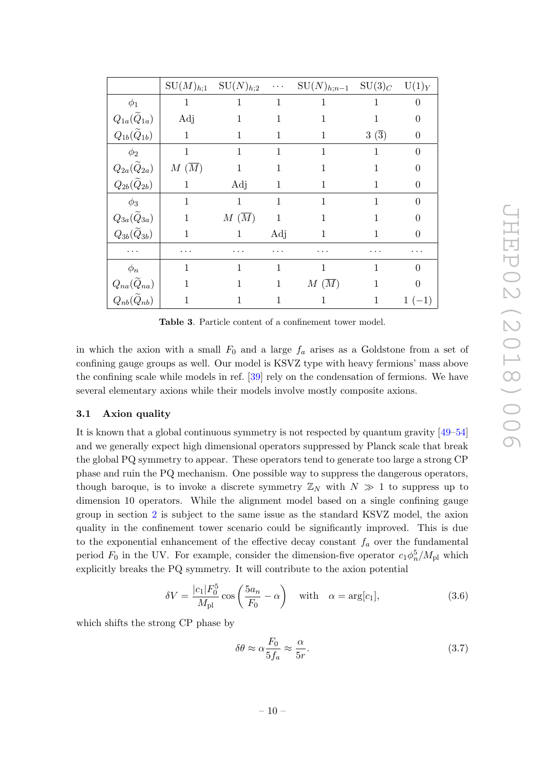| | $\mathrm{SU}(M)_{h;1}$ | $\mathrm{SU}(N)_{h;2}$ | $\cdots$ | $\mathrm{SU}(N)_{h;n-1}$ | $\mathrm{SU}(3)_C$ | $\mathrm{U}(1)_Y$ |
|---|---|---|---|---|---|---|
| $\phi_1$ | 1 | 1 | 1 | 1 | 1 | 0 |
| $Q_{1a}(\widetilde{Q}_{1a})$ | Adj | 1 | 1 | 1 | 1 | 0 |
| $Q_{1b}(\widetilde{Q}_{1b})$ | 1 | 1 | 1 | 1 | $3$ $(\overline{3})$ | 0 |
| $\phi_2$ | 1 | 1 | 1 | 1 | 1 | 0 |
| $Q_{2a}(\widetilde{Q}_{2a})$ | $M$ $(\overline{M})$ | 1 | 1 | 1 | 1 | 0 |
| $Q_{2b}(\widetilde{Q}_{2b})$ | 1 | Adj | 1 | 1 | 1 | 0 |
| $\phi_3$ | 1 | 1 | 1 | 1 | 1 | 0 |
| $Q_{3a}(\widetilde{Q}_{3a})$ | 1 | $M$ $(\overline{M})$ | 1 | 1 | 1 | 0 |
| $Q_{3b}(\widetilde{Q}_{3b})$ | 1 | 1 | Adj | 1 | 1 | 0 |
| $\cdots$ | $\cdots$ | $\cdots$ | $\cdots$ | $\cdots$ | $\cdots$ | $\cdots$ |
| $\phi_n$ | 1 | 1 | 1 | 1 | 1 | 0 |
| $Q_{na}(\widetilde{Q}_{na})$ | 1 | 1 | 1 | $M$ $(\overline{M})$ | 1 | 0 |
| $Q_{nb}(\widetilde{Q}_{nb})$ | 1 | 1 | 1 | 1 | 1 | $1$ $(-1)$ |

**Table 3**. Particle content of a confinement tower model.

in which the axion with a small $F_0$ and a large $f_a$ arises as a Goldstone from a set of confining gauge groups as well. Our model is KSVZ type with heavy fermions' mass above the confining scale while models in ref. [39] rely on the condensation of fermions. We have several elementary axions while their models involve mostly composite axions.

### 3.1 Axion quality

It is known that a global continuous symmetry is not respected by quantum gravity [49–54] and we generally expect high dimensional operators suppressed by Planck scale that break the global PQ symmetry to appear. These operators tend to generate too large a strong CP phase and ruin the PQ mechanism. One possible way to suppress the dangerous operators, though baroque, is to invoke a discrete symmetry $\mathbb{Z}_N$ with $N \gg 1$ to suppress up to dimension 10 operators. While the alignment model based on a single confining gauge group in section 2 is subject to the same issue as the standard KSVZ model, the axion quality in the confinement tower scenario could be significantly improved. This is due to the exponential enhancement of the effective decay constant $f_a$ over the fundamental period $F_0$ in the UV. For example, consider the dimension-five operator $c_1\phi_n^5/M_{\rm pl}$ which explicitly breaks the PQ symmetry. It will contribute to the axion potential

$$\delta V = \frac{|c_1|F_0^5}{M_{\rm pl}}\cos\left(\frac{5a_n}{F_0} - \alpha\right) \quad \text{with} \quad \alpha = \arg[c_1], \tag{3.6}$$

which shifts the strong CP phase by

$$\delta\theta \approx \alpha\frac{F_0}{5f_a} \approx \frac{\alpha}{5r}. \tag{3.7}$$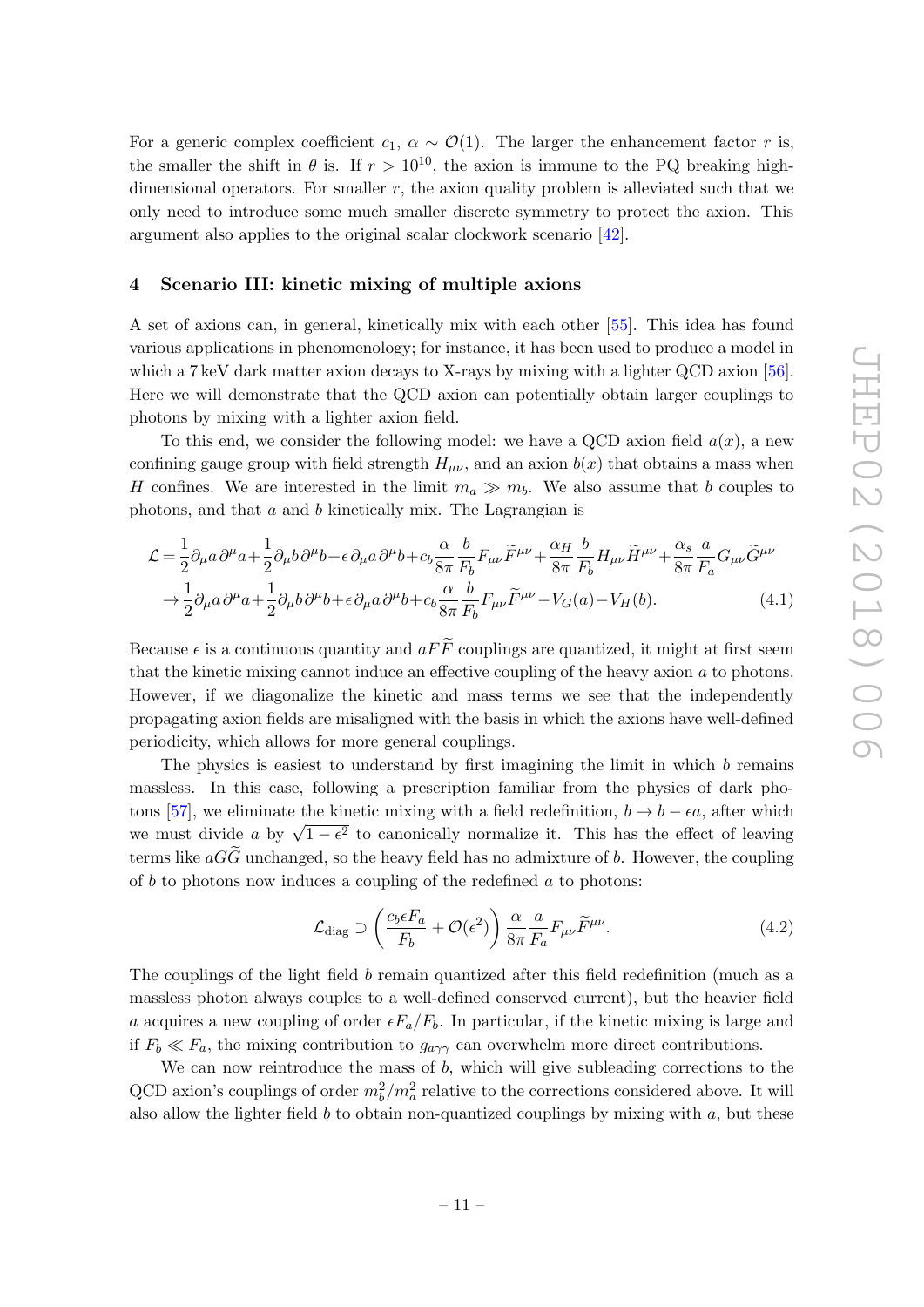For a generic complex coefficient $c_1$, $\alpha \sim \mathcal{O}(1)$. The larger the enhancement factor $r$ is, the smaller the shift in $\theta$ is. If $r > 10^{10}$, the axion is immune to the PQ breaking high-dimensional operators. For smaller $r$, the axion quality problem is alleviated such that we only need to introduce some much smaller discrete symmetry to protect the axion. This argument also applies to the original scalar clockwork scenario [42].

## 4 Scenario III: kinetic mixing of multiple axions

A set of axions can, in general, kinetically mix with each other [55]. This idea has found various applications in phenomenology; for instance, it has been used to produce a model in which a 7 keV dark matter axion decays to X-rays by mixing with a lighter QCD axion [56]. Here we will demonstrate that the QCD axion can potentially obtain larger couplings to photons by mixing with a lighter axion field.

To this end, we consider the following model: we have a QCD axion field $a(x)$, a new confining gauge group with field strength $H_{\mu\nu}$, and an axion $b(x)$ that obtains a mass when $H$ confines. We are interested in the limit $m_a \gg m_b$. We also assume that $b$ couples to photons, and that $a$ and $b$ kinetically mix. The Lagrangian is

$$
\begin{aligned}
\mathcal{L} &= \frac{1}{2}\partial_\mu a\,\partial^\mu a + \frac{1}{2}\partial_\mu b\,\partial^\mu b + \epsilon\,\partial_\mu a\,\partial^\mu b + c_b\frac{\alpha}{8\pi}\frac{b}{F_b}F_{\mu\nu}\widetilde{F}^{\mu\nu} + \frac{\alpha_H}{8\pi}\frac{b}{F_b}H_{\mu\nu}\widetilde{H}^{\mu\nu} + \frac{\alpha_s}{8\pi}\frac{a}{F_a}G_{\mu\nu}\widetilde{G}^{\mu\nu} \\
&\to \frac{1}{2}\partial_\mu a\,\partial^\mu a + \frac{1}{2}\partial_\mu b\,\partial^\mu b + \epsilon\,\partial_\mu a\,\partial^\mu b + c_b\frac{\alpha}{8\pi}\frac{b}{F_b}F_{\mu\nu}\widetilde{F}^{\mu\nu} - V_G(a) - V_H(b). \qquad (4.1)
\end{aligned}
$$

Because $\epsilon$ is a continuous quantity and $aF\widetilde{F}$ couplings are quantized, it might at first seem that the kinetic mixing cannot induce an effective coupling of the heavy axion $a$ to photons. However, if we diagonalize the kinetic and mass terms we see that the independently propagating axion fields are misaligned with the basis in which the axions have well-defined periodicity, which allows for more general couplings.

The physics is easiest to understand by first imagining the limit in which $b$ remains massless. In this case, following a prescription familiar from the physics of dark photons [57], we eliminate the kinetic mixing with a field redefinition, $b \to b - \epsilon a$, after which we must divide $a$ by $\sqrt{1-\epsilon^2}$ to canonically normalize it. This has the effect of leaving terms like $aG\widetilde{G}$ unchanged, so the heavy field has no admixture of $b$. However, the coupling of $b$ to photons now induces a coupling of the redefined $a$ to photons:

$$
\mathcal{L}_{\rm diag} \supset \left(\frac{c_b \epsilon F_a}{F_b} + \mathcal{O}(\epsilon^2)\right)\frac{\alpha}{8\pi}\frac{a}{F_a}F_{\mu\nu}\widetilde{F}^{\mu\nu}. \qquad (4.2)
$$

The couplings of the light field $b$ remain quantized after this field redefinition (much as a massless photon always couples to a well-defined conserved current), but the heavier field $a$ acquires a new coupling of order $\epsilon F_a/F_b$. In particular, if the kinetic mixing is large and if $F_b \ll F_a$, the mixing contribution to $g_{a\gamma\gamma}$ can overwhelm more direct contributions.

We can now reintroduce the mass of $b$, which will give subleading corrections to the QCD axion's couplings of order $m_b^2/m_a^2$ relative to the corrections considered above. It will also allow the lighter field $b$ to obtain non-quantized couplings by mixing with $a$, but these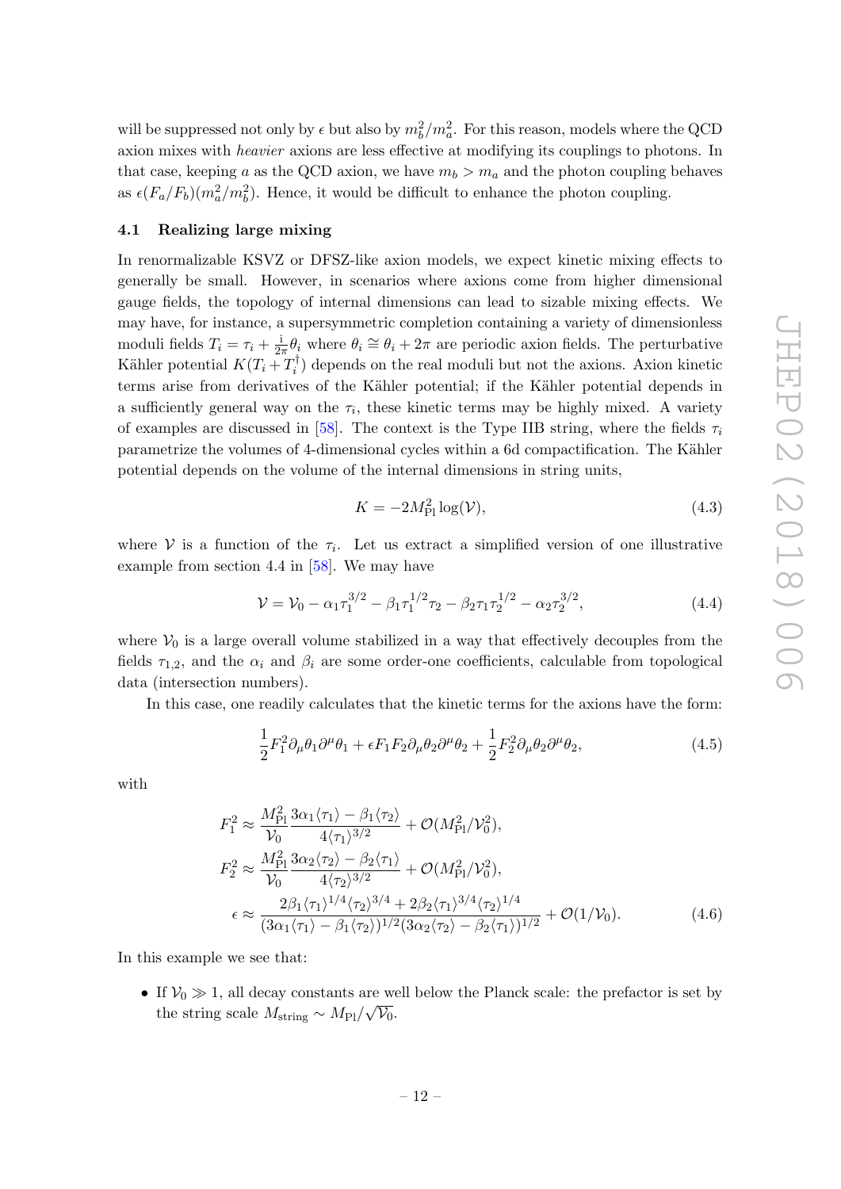will be suppressed not only by $\epsilon$ but also by $m_b^2/m_a^2$. For this reason, models where the QCD axion mixes with *heavier* axions are less effective at modifying its couplings to photons. In that case, keeping $a$ as the QCD axion, we have $m_b > m_a$ and the photon coupling behaves as $\epsilon(F_a/F_b)(m_a^2/m_b^2)$. Hence, it would be difficult to enhance the photon coupling.

### 4.1 Realizing large mixing

In renormalizable KSVZ or DFSZ-like axion models, we expect kinetic mixing effects to generally be small. However, in scenarios where axions come from higher dimensional gauge fields, the topology of internal dimensions can lead to sizable mixing effects. We may have, for instance, a supersymmetric completion containing a variety of dimensionless moduli fields $T_i = \tau_i + \frac{\mathrm{i}}{2\pi}\theta_i$ where $\theta_i \cong \theta_i + 2\pi$ are periodic axion fields. The perturbative Kähler potential $K(T_i + T_i^\dagger)$ depends on the real moduli but not the axions. Axion kinetic terms arise from derivatives of the Kähler potential; if the Kähler potential depends in a sufficiently general way on the $\tau_i$, these kinetic terms may be highly mixed. A variety of examples are discussed in [58]. The context is the Type IIB string, where the fields $\tau_i$ parametrize the volumes of 4-dimensional cycles within a 6d compactification. The Kähler potential depends on the volume of the internal dimensions in string units,

$$K = -2M_{\text{Pl}}^2 \log(\mathcal{V}), \tag{4.3}$$

where $\mathcal{V}$ is a function of the $\tau_i$. Let us extract a simplified version of one illustrative example from section 4.4 in [58]. We may have

$$\mathcal{V} = \mathcal{V}_0 - \alpha_1 \tau_1^{3/2} - \beta_1 \tau_1^{1/2}\tau_2 - \beta_2 \tau_1 \tau_2^{1/2} - \alpha_2 \tau_2^{3/2}, \tag{4.4}$$

where $\mathcal{V}_0$ is a large overall volume stabilized in a way that effectively decouples from the fields $\tau_{1,2}$, and the $\alpha_i$ and $\beta_i$ are some order-one coefficients, calculable from topological data (intersection numbers).

In this case, one readily calculates that the kinetic terms for the axions have the form:

$$\frac{1}{2}F_1^2 \partial_\mu \theta_1 \partial^\mu \theta_1 + \epsilon F_1 F_2 \partial_\mu \theta_2 \partial^\mu \theta_2 + \frac{1}{2}F_2^2 \partial_\mu \theta_2 \partial^\mu \theta_2, \tag{4.5}$$

with

$$\begin{aligned}
F_1^2 &\approx \frac{M_{\text{Pl}}^2}{\mathcal{V}_0}\frac{3\alpha_1\langle\tau_1\rangle - \beta_1\langle\tau_2\rangle}{4\langle\tau_1\rangle^{3/2}} + \mathcal{O}(M_{\text{Pl}}^2/\mathcal{V}_0^2), \\
F_2^2 &\approx \frac{M_{\text{Pl}}^2}{\mathcal{V}_0}\frac{3\alpha_2\langle\tau_2\rangle - \beta_2\langle\tau_1\rangle}{4\langle\tau_2\rangle^{3/2}} + \mathcal{O}(M_{\text{Pl}}^2/\mathcal{V}_0^2), \\
\epsilon &\approx \frac{2\beta_1\langle\tau_1\rangle^{1/4}\langle\tau_2\rangle^{3/4} + 2\beta_2\langle\tau_1\rangle^{3/4}\langle\tau_2\rangle^{1/4}}{(3\alpha_1\langle\tau_1\rangle - \beta_1\langle\tau_2\rangle)^{1/2}(3\alpha_2\langle\tau_2\rangle - \beta_2\langle\tau_1\rangle)^{1/2}} + \mathcal{O}(1/\mathcal{V}_0).
\end{aligned} \tag{4.6}$$

In this example we see that:

- If $\mathcal{V}_0 \gg 1$, all decay constants are well below the Planck scale: the prefactor is set by the string scale $M_{\text{string}} \sim M_{\text{Pl}}/\sqrt{\mathcal{V}_0}$.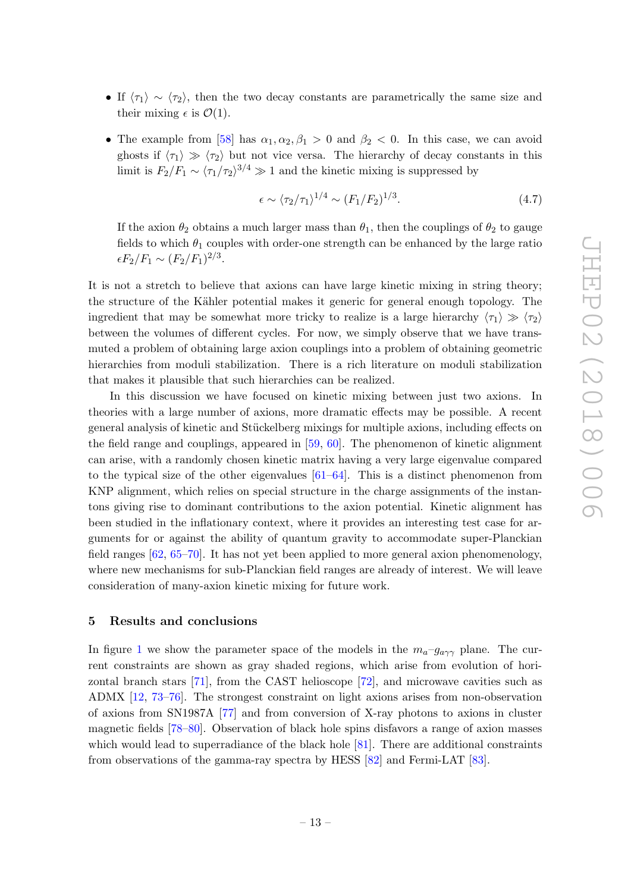- If $\langle \tau_1 \rangle \sim \langle \tau_2 \rangle$, then the two decay constants are parametrically the same size and their mixing $\epsilon$ is $\mathcal{O}(1)$.
- The example from [58] has $\alpha_1, \alpha_2, \beta_1 > 0$ and $\beta_2 < 0$. In this case, we can avoid ghosts if $\langle \tau_1 \rangle \gg \langle \tau_2 \rangle$ but not vice versa. The hierarchy of decay constants in this limit is $F_2/F_1 \sim \langle \tau_1/\tau_2 \rangle^{3/4} \gg 1$ and the kinetic mixing is suppressed by

$$\epsilon \sim \langle \tau_2/\tau_1 \rangle^{1/4} \sim (F_1/F_2)^{1/3}. \tag{4.7}$$

  If the axion $\theta_2$ obtains a much larger mass than $\theta_1$, then the couplings of $\theta_2$ to gauge fields to which $\theta_1$ couples with order-one strength can be enhanced by the large ratio $\epsilon F_2/F_1 \sim (F_2/F_1)^{2/3}$.

It is not a stretch to believe that axions can have large kinetic mixing in string theory; the structure of the Kähler potential makes it generic for general enough topology. The ingredient that may be somewhat more tricky to realize is a large hierarchy $\langle \tau_1 \rangle \gg \langle \tau_2 \rangle$ between the volumes of different cycles. For now, we simply observe that we have transmuted a problem of obtaining large axion couplings into a problem of obtaining geometric hierarchies from moduli stabilization. There is a rich literature on moduli stabilization that makes it plausible that such hierarchies can be realized.

In this discussion we have focused on kinetic mixing between just two axions. In theories with a large number of axions, more dramatic effects may be possible. A recent general analysis of kinetic and Stückelberg mixings for multiple axions, including effects on the field range and couplings, appeared in [59, 60]. The phenomenon of kinetic alignment can arise, with a randomly chosen kinetic matrix having a very large eigenvalue compared to the typical size of the other eigenvalues [61–64]. This is a distinct phenomenon from KNP alignment, which relies on special structure in the charge assignments of the instantons giving rise to dominant contributions to the axion potential. Kinetic alignment has been studied in the inflationary context, where it provides an interesting test case for arguments for or against the ability of quantum gravity to accommodate super-Planckian field ranges [62, 65–70]. It has not yet been applied to more general axion phenomenology, where new mechanisms for sub-Planckian field ranges are already of interest. We will leave consideration of many-axion kinetic mixing for future work.

## 5 Results and conclusions

In figure 1 we show the parameter space of the models in the $m_a$–$g_{a\gamma\gamma}$ plane. The current constraints are shown as gray shaded regions, which arise from evolution of horizontal branch stars [71], from the CAST helioscope [72], and microwave cavities such as ADMX [12, 73–76]. The strongest constraint on light axions arises from non-observation of axions from SN1987A [77] and from conversion of X-ray photons to axions in cluster magnetic fields [78–80]. Observation of black hole spins disfavors a range of axion masses which would lead to superradiance of the black hole [81]. There are additional constraints from observations of the gamma-ray spectra by HESS [82] and Fermi-LAT [83].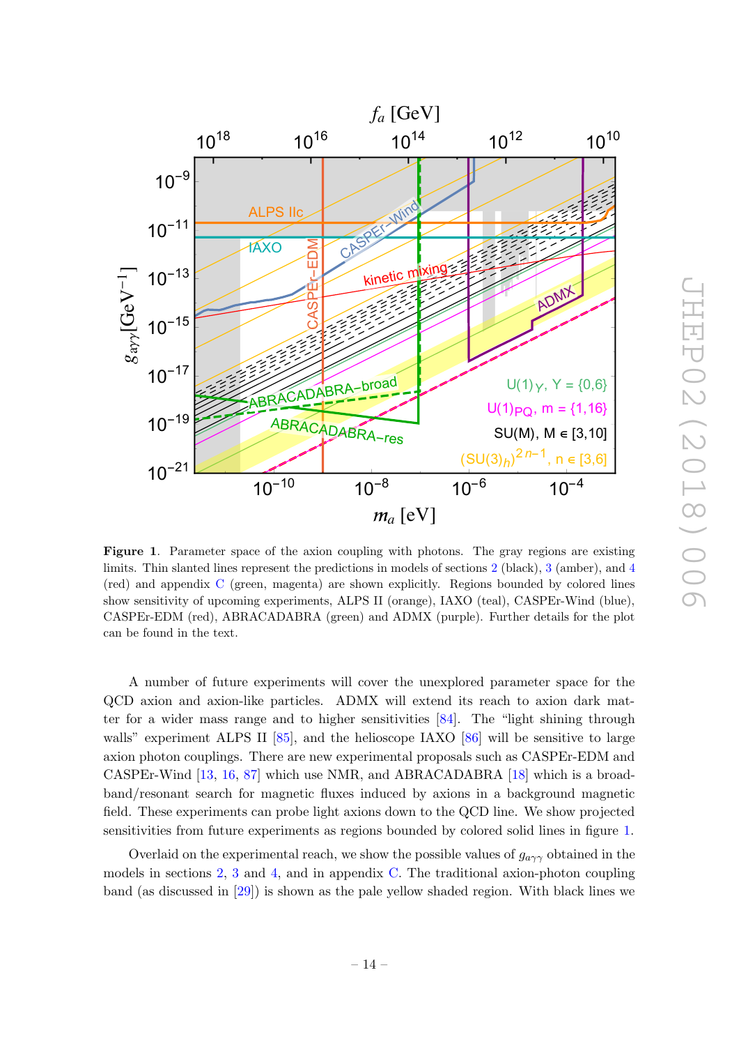**Figure 1**. Parameter space of the axion coupling with photons. The gray regions are existing limits. Thin slanted lines represent the predictions in models of sections 2 (black), 3 (amber), and 4 (red) and appendix C (green, magenta) are shown explicitly. Regions bounded by colored lines show sensitivity of upcoming experiments, ALPS II (orange), IAXO (teal), CASPEr-Wind (blue), CASPEr-EDM (red), ABRACADABRA (green) and ADMX (purple). Further details for the plot can be found in the text.

A number of future experiments will cover the unexplored parameter space for the QCD axion and axion-like particles. ADMX will extend its reach to axion dark matter for a wider mass range and to higher sensitivities [84]. The "light shining through walls" experiment ALPS II [85], and the helioscope IAXO [86] will be sensitive to large axion photon couplings. There are new experimental proposals such as CASPEr-EDM and CASPEr-Wind [13, 16, 87] which use NMR, and ABRACADABRA [18] which is a broadband/resonant search for magnetic fluxes induced by axions in a background magnetic field. These experiments can probe light axions down to the QCD line. We show projected sensitivities from future experiments as regions bounded by colored solid lines in figure 1.

Overlaid on the experimental reach, we show the possible values of $g_{a\gamma\gamma}$ obtained in the models in sections 2, 3 and 4, and in appendix C. The traditional axion-photon coupling band (as discussed in [29]) is shown as the pale yellow shaded region. With black lines we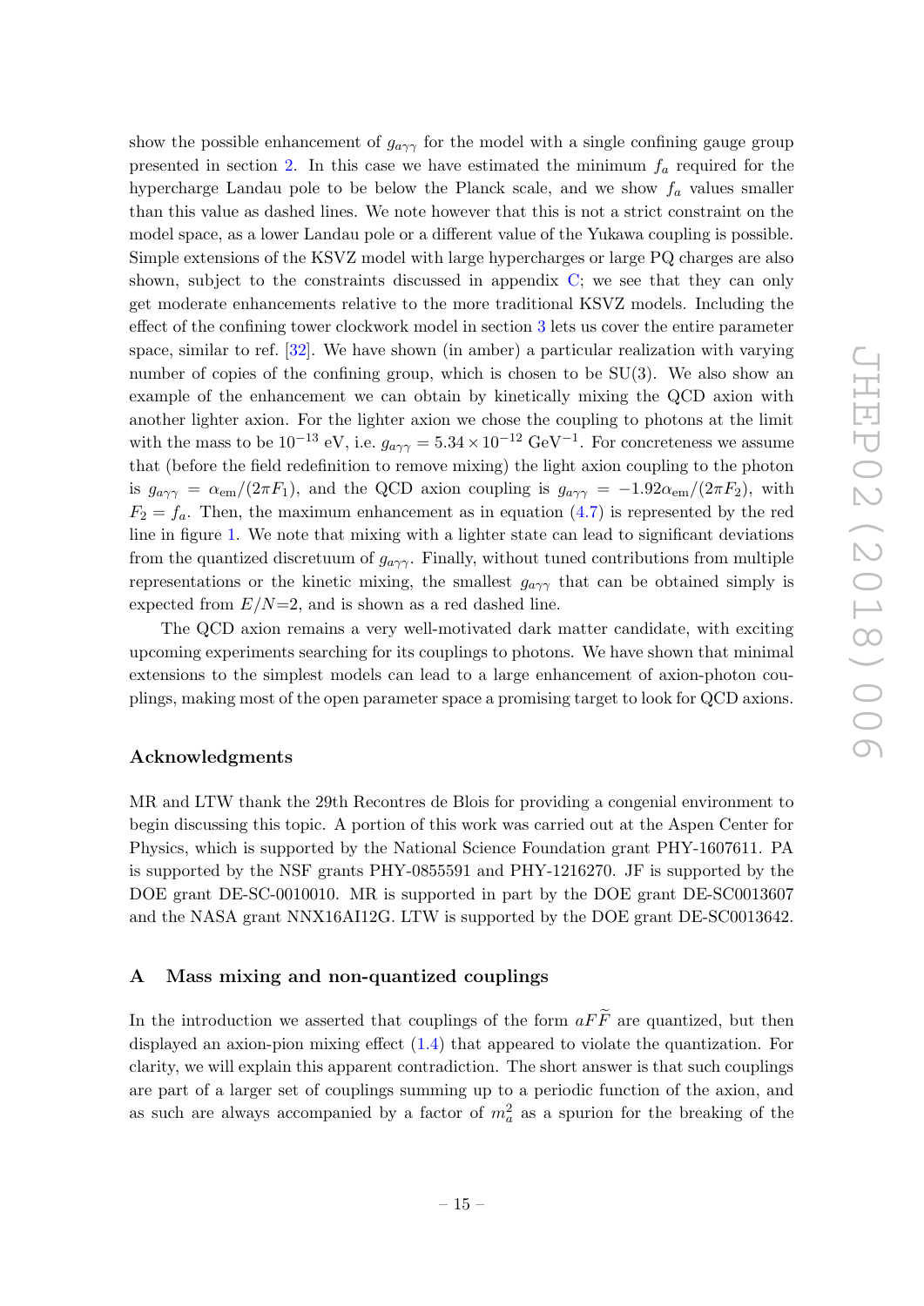show the possible enhancement of $g_{a\gamma\gamma}$ for the model with a single confining gauge group presented in section 2. In this case we have estimated the minimum $f_a$ required for the hypercharge Landau pole to be below the Planck scale, and we show $f_a$ values smaller than this value as dashed lines. We note however that this is not a strict constraint on the model space, as a lower Landau pole or a different value of the Yukawa coupling is possible. Simple extensions of the KSVZ model with large hypercharges or large PQ charges are also shown, subject to the constraints discussed in appendix C; we see that they can only get moderate enhancements relative to the more traditional KSVZ models. Including the effect of the confining tower clockwork model in section 3 lets us cover the entire parameter space, similar to ref. [32]. We have shown (in amber) a particular realization with varying number of copies of the confining group, which is chosen to be SU(3). We also show an example of the enhancement we can obtain by kinetically mixing the QCD axion with another lighter axion. For the lighter axion we chose the coupling to photons at the limit with the mass to be $10^{-13}$ eV, i.e. $g_{a\gamma\gamma} = 5.34 \times 10^{-12}\ \text{GeV}^{-1}$. For concreteness we assume that (before the field redefinition to remove mixing) the light axion coupling to the photon is $g_{a\gamma\gamma} = \alpha_{\text{em}}/(2\pi F_1)$, and the QCD axion coupling is $g_{a\gamma\gamma} = -1.92\alpha_{\text{em}}/(2\pi F_2)$, with $F_2 = f_a$. Then, the maximum enhancement as in equation (4.7) is represented by the red line in figure 1. We note that mixing with a lighter state can lead to significant deviations from the quantized discretuum of $g_{a\gamma\gamma}$. Finally, without tuned contributions from multiple representations or the kinetic mixing, the smallest $g_{a\gamma\gamma}$ that can be obtained simply is expected from $E/N$=2, and is shown as a red dashed line.

The QCD axion remains a very well-motivated dark matter candidate, with exciting upcoming experiments searching for its couplings to photons. We have shown that minimal extensions to the simplest models can lead to a large enhancement of axion-photon couplings, making most of the open parameter space a promising target to look for QCD axions.

## Acknowledgments

MR and LTW thank the 29th Recontres de Blois for providing a congenial environment to begin discussing this topic. A portion of this work was carried out at the Aspen Center for Physics, which is supported by the National Science Foundation grant PHY-1607611. PA is supported by the NSF grants PHY-0855591 and PHY-1216270. JF is supported by the DOE grant DE-SC-0010010. MR is supported in part by the DOE grant DE-SC0013607 and the NASA grant NNX16AI12G. LTW is supported by the DOE grant DE-SC0013642.

## A Mass mixing and non-quantized couplings

In the introduction we asserted that couplings of the form $aF\widetilde{F}$ are quantized, but then displayed an axion-pion mixing effect (1.4) that appeared to violate the quantization. For clarity, we will explain this apparent contradiction. The short answer is that such couplings are part of a larger set of couplings summing up to a periodic function of the axion, and as such are always accompanied by a factor of $m_a^2$ as a spurion for the breaking of the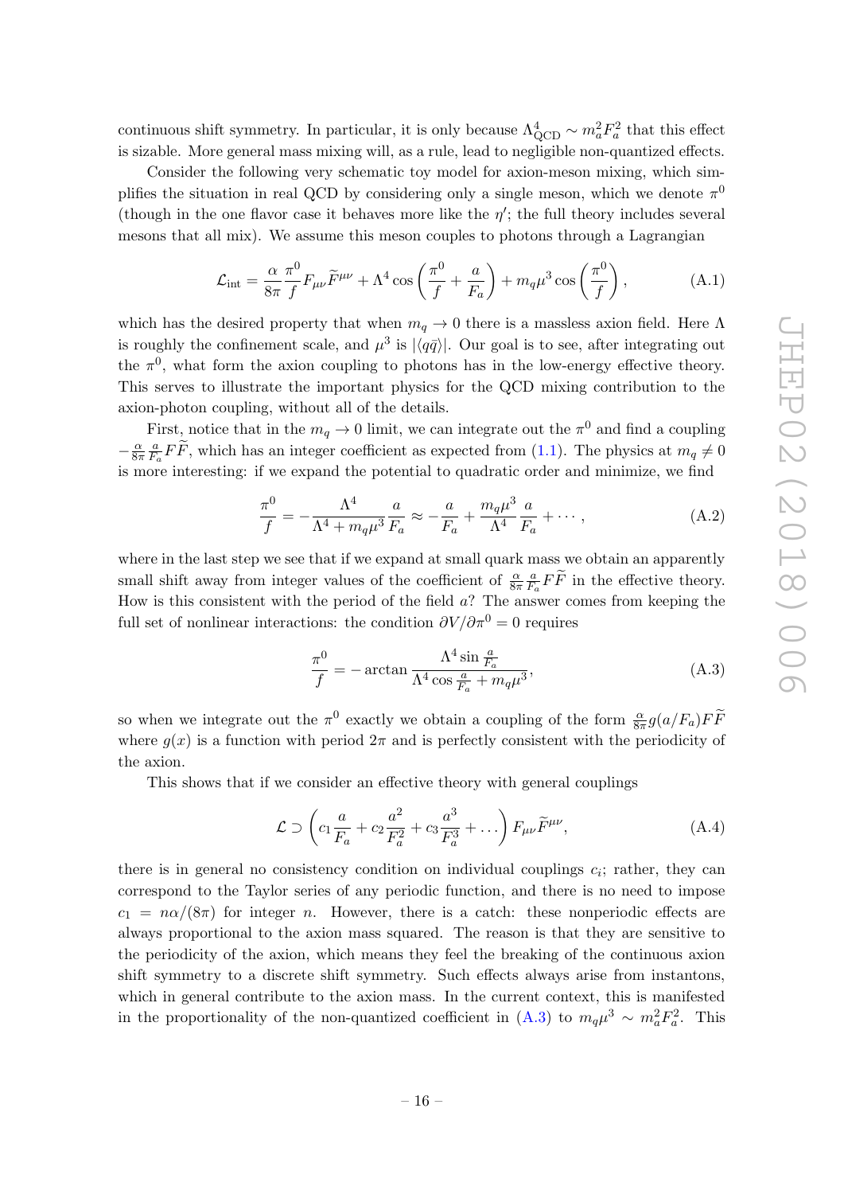continuous shift symmetry. In particular, it is only because $\Lambda_{\rm QCD}^4 \sim m_a^2 F_a^2$ that this effect is sizable. More general mass mixing will, as a rule, lead to negligible non-quantized effects.

Consider the following very schematic toy model for axion-meson mixing, which simplifies the situation in real QCD by considering only a single meson, which we denote $\pi^0$ (though in the one flavor case it behaves more like the $\eta'$; the full theory includes several mesons that all mix). We assume this meson couples to photons through a Lagrangian

$$\mathcal{L}_{\rm int} = \frac{\alpha}{8\pi} \frac{\pi^0}{f} F_{\mu\nu} \widetilde{F}^{\mu\nu} + \Lambda^4 \cos\left(\frac{\pi^0}{f} + \frac{a}{F_a}\right) + m_q \mu^3 \cos\left(\frac{\pi^0}{f}\right), \tag{A.1}$$

which has the desired property that when $m_q \to 0$ there is a massless axion field. Here $\Lambda$ is roughly the confinement scale, and $\mu^3$ is $|\langle q\bar{q}\rangle|$. Our goal is to see, after integrating out the $\pi^0$, what form the axion coupling to photons has in the low-energy effective theory. This serves to illustrate the important physics for the QCD mixing contribution to the axion-photon coupling, without all of the details.

First, notice that in the $m_q \to 0$ limit, we can integrate out the $\pi^0$ and find a coupling $-\frac{\alpha}{8\pi} \frac{a}{F_a} F\widetilde{F}$, which has an integer coefficient as expected from (1.1). The physics at $m_q \neq 0$ is more interesting: if we expand the potential to quadratic order and minimize, we find

$$\frac{\pi^0}{f} = -\frac{\Lambda^4}{\Lambda^4 + m_q \mu^3} \frac{a}{F_a} \approx -\frac{a}{F_a} + \frac{m_q \mu^3}{\Lambda^4} \frac{a}{F_a} + \cdots, \tag{A.2}$$

where in the last step we see that if we expand at small quark mass we obtain an apparently small shift away from integer values of the coefficient of $\frac{\alpha}{8\pi} \frac{a}{F_a} F\widetilde{F}$ in the effective theory. How is this consistent with the period of the field $a$? The answer comes from keeping the full set of nonlinear interactions: the condition $\partial V / \partial \pi^0 = 0$ requires

$$\frac{\pi^0}{f} = -\arctan \frac{\Lambda^4 \sin \frac{a}{F_a}}{\Lambda^4 \cos \frac{a}{F_a} + m_q \mu^3}, \tag{A.3}$$

so when we integrate out the $\pi^0$ exactly we obtain a coupling of the form $\frac{\alpha}{8\pi} g(a/F_a) F\widetilde{F}$ where $g(x)$ is a function with period $2\pi$ and is perfectly consistent with the periodicity of the axion.

This shows that if we consider an effective theory with general couplings

$$\mathcal{L} \supset \left( c_1 \frac{a}{F_a} + c_2 \frac{a^2}{F_a^2} + c_3 \frac{a^3}{F_a^3} + \ldots \right) F_{\mu\nu} \widetilde{F}^{\mu\nu}, \tag{A.4}$$

there is in general no consistency condition on individual couplings $c_i$; rather, they can correspond to the Taylor series of any periodic function, and there is no need to impose $c_1 = n\alpha/(8\pi)$ for integer $n$. However, there is a catch: these nonperiodic effects are always proportional to the axion mass squared. The reason is that they are sensitive to the periodicity of the axion, which means they feel the breaking of the continuous axion shift symmetry to a discrete shift symmetry. Such effects always arise from instantons, which in general contribute to the axion mass. In the current context, this is manifested in the proportionality of the non-quantized coefficient in (A.3) to $m_q \mu^3 \sim m_a^2 F_a^2$. This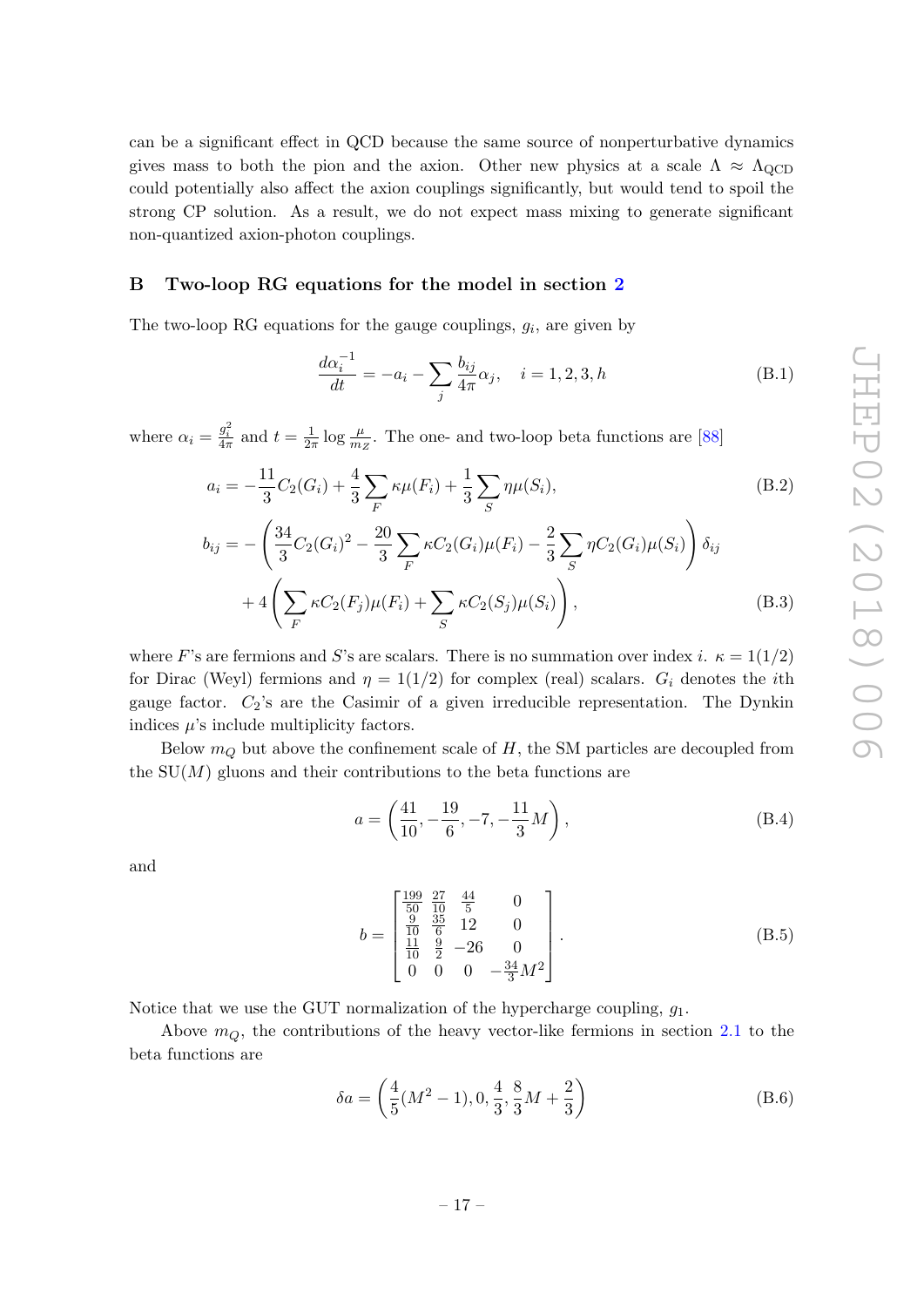can be a significant effect in QCD because the same source of nonperturbative dynamics gives mass to both the pion and the axion. Other new physics at a scale $\Lambda \approx \Lambda_{\rm QCD}$ could potentially also affect the axion couplings significantly, but would tend to spoil the strong CP solution. As a result, we do not expect mass mixing to generate significant non-quantized axion-photon couplings.

## B Two-loop RG equations for the model in section 2

The two-loop RG equations for the gauge couplings, $g_i$, are given by

$$\frac{d\alpha_i^{-1}}{dt} = -a_i - \sum_j \frac{b_{ij}}{4\pi}\alpha_j, \quad i = 1, 2, 3, h \tag{B.1}$$

where $\alpha_i = \frac{g_i^2}{4\pi}$ and $t = \frac{1}{2\pi}\log\frac{\mu}{m_Z}$. The one- and two-loop beta functions are [88]

$$a_i = -\frac{11}{3}C_2(G_i) + \frac{4}{3}\sum_F \kappa\mu(F_i) + \frac{1}{3}\sum_S \eta\mu(S_i), \tag{B.2}$$

$$\begin{aligned} b_{ij} = &-\left(\frac{34}{3}C_2(G_i)^2 - \frac{20}{3}\sum_F \kappa C_2(G_i)\mu(F_i) - \frac{2}{3}\sum_S \eta C_2(G_i)\mu(S_i)\right)\delta_{ij} \\ &+ 4\left(\sum_F \kappa C_2(F_j)\mu(F_i) + \sum_S \kappa C_2(S_j)\mu(S_i)\right), \end{aligned} \tag{B.3}$$

where $F$'s are fermions and $S$'s are scalars. There is no summation over index $i$. $\kappa = 1(1/2)$ for Dirac (Weyl) fermions and $\eta = 1(1/2)$ for complex (real) scalars. $G_i$ denotes the $i$th gauge factor. $C_2$'s are the Casimir of a given irreducible representation. The Dynkin indices $\mu$'s include multiplicity factors.

Below $m_Q$ but above the confinement scale of $H$, the SM particles are decoupled from the SU($M$) gluons and their contributions to the beta functions are

$$a = \left(\frac{41}{10}, -\frac{19}{6}, -7, -\frac{11}{3}M\right), \tag{B.4}$$

and

$$b = \begin{bmatrix} \frac{199}{50} & \frac{27}{10} & \frac{44}{5} & 0 \\ \frac{9}{10} & \frac{35}{6} & 12 & 0 \\ \frac{11}{10} & \frac{9}{2} & -26 & 0 \\ 0 & 0 & 0 & -\frac{34}{3}M^2 \end{bmatrix}. \tag{B.5}$$

Notice that we use the GUT normalization of the hypercharge coupling, $g_1$.

Above $m_Q$, the contributions of the heavy vector-like fermions in section 2.1 to the beta functions are

$$\delta a = \left(\frac{4}{5}(M^2-1), 0, \frac{4}{3}, \frac{8}{3}M + \frac{2}{3}\right) \tag{B.6}$$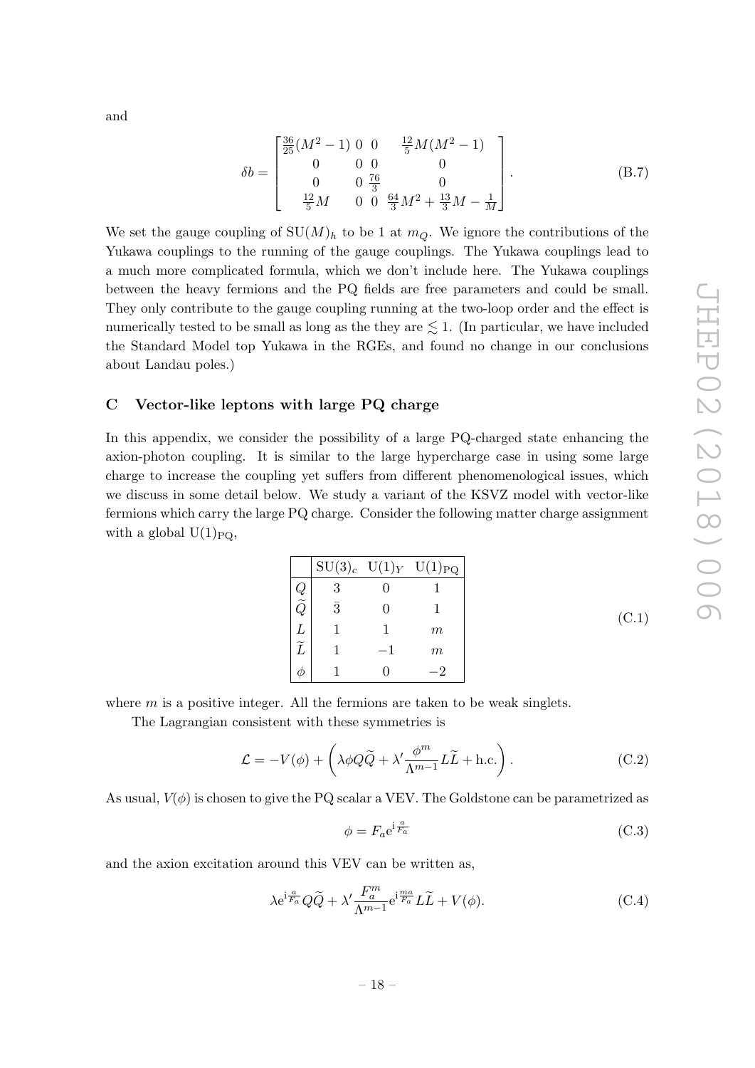and

$$\delta b = \begin{bmatrix} \frac{36}{25}(M^2-1) & 0 & 0 & \frac{12}{5}M(M^2-1) \\ 0 & 0 & 0 & 0 \\ 0 & 0 & \frac{76}{3} & 0 \\ \frac{12}{5}M & 0 & 0 & \frac{64}{3}M^2+\frac{13}{3}M-\frac{1}{M} \end{bmatrix}. \tag{B.7}$$

We set the gauge coupling of $\mathrm{SU}(M)_h$ to be 1 at $m_Q$. We ignore the contributions of the Yukawa couplings to the running of the gauge couplings. The Yukawa couplings lead to a much more complicated formula, which we don't include here. The Yukawa couplings between the heavy fermions and the PQ fields are free parameters and could be small. They only contribute to the gauge coupling running at the two-loop order and the effect is numerically tested to be small as long as the they are $\lesssim 1$. (In particular, we have included the Standard Model top Yukawa in the RGEs, and found no change in our conclusions about Landau poles.)

## C Vector-like leptons with large PQ charge

In this appendix, we consider the possibility of a large PQ-charged state enhancing the axion-photon coupling. It is similar to the large hypercharge case in using some large charge to increase the coupling yet suffers from different phenomenological issues, which we discuss in some detail below. We study a variant of the KSVZ model with vector-like fermions which carry the large PQ charge. Consider the following matter charge assignment with a global $\mathrm{U}(1)_{\mathrm{PQ}}$,

|  | $\mathrm{SU}(3)_c$ | $\mathrm{U}(1)_Y$ | $\mathrm{U}(1)_{\mathrm{PQ}}$ |
|---|---|---|---|
| $Q$ | 3 | 0 | 1 |
| $\widetilde{Q}$ | $\bar{3}$ | 0 | 1 |
| $L$ | 1 | 1 | $m$ |
| $\widetilde{L}$ | 1 | $-1$ | $m$ |
| $\phi$ | 1 | 0 | $-2$ |

(C.1)

where $m$ is a positive integer. All the fermions are taken to be weak singlets.

The Lagrangian consistent with these symmetries is

$$\mathcal{L} = -V(\phi) + \left(\lambda \phi Q \widetilde{Q} + \lambda' \frac{\phi^m}{\Lambda^{m-1}} L \widetilde{L} + \mathrm{h.c.}\right). \tag{C.2}$$

As usual, $V(\phi)$ is chosen to give the PQ scalar a VEV. The Goldstone can be parametrized as

$$\phi = F_a e^{\mathrm{i}\frac{a}{F_a}} \tag{C.3}$$

and the axion excitation around this VEV can be written as,

$$\lambda e^{\mathrm{i}\frac{a}{F_a}} Q\widetilde{Q} + \lambda' \frac{F_a^m}{\Lambda^{m-1}} e^{\mathrm{i}\frac{ma}{F_a}} L\widetilde{L} + V(\phi). \tag{C.4}$$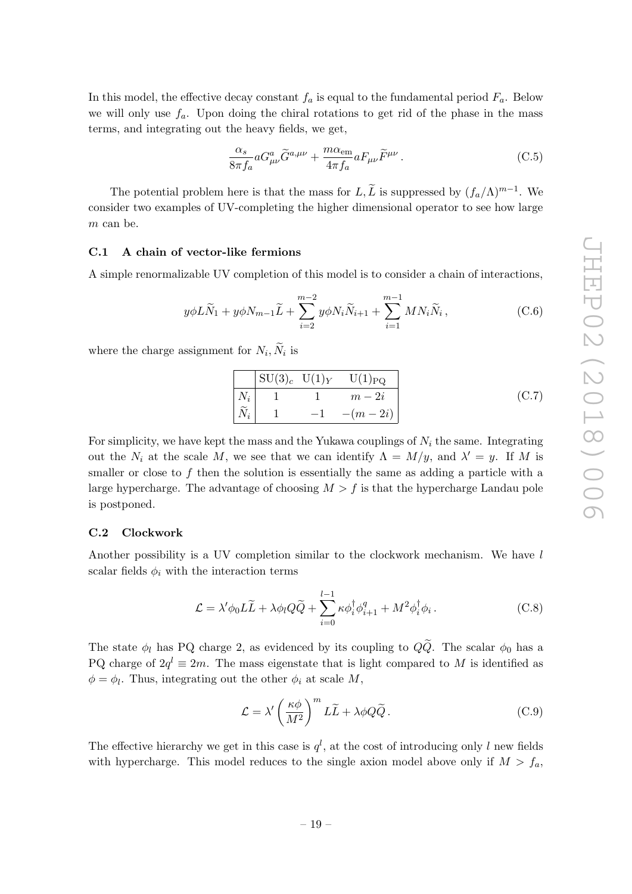In this model, the effective decay constant $f_a$ is equal to the fundamental period $F_a$. Below we will only use $f_a$. Upon doing the chiral rotations to get rid of the phase in the mass terms, and integrating out the heavy fields, we get,

$$\frac{\alpha_s}{8\pi f_a} a G^a_{\mu\nu} \widetilde{G}^{a,\mu\nu} + \frac{m\alpha_{\rm em}}{4\pi f_a} a F_{\mu\nu} \widetilde{F}^{\mu\nu} \,. \tag{C.5}$$

The potential problem here is that the mass for $L, \widetilde{L}$ is suppressed by $(f_a/\Lambda)^{m-1}$. We consider two examples of UV-completing the higher dimensional operator to see how large $m$ can be.

### C.1 A chain of vector-like fermions

A simple renormalizable UV completion of this model is to consider a chain of interactions,

$$y\phi L\widetilde{N}_1 + y\phi N_{m-1}\widetilde{L} + \sum_{i=2}^{m-2} y\phi N_i \widetilde{N}_{i+1} + \sum_{i=1}^{m-1} M N_i \widetilde{N}_i \,, \tag{C.6}$$

where the charge assignment for $N_i, \widetilde{N}_i$ is

| | $\mathrm{SU}(3)_c$ | $\mathrm{U}(1)_Y$ | $\mathrm{U}(1)_{\rm PQ}$ |
|---|---|---|---|
| $N_i$ | 1 | 1 | $m-2i$ |
| $\widetilde{N}_i$ | 1 | $-1$ | $-(m-2i)$ |

(C.7)

For simplicity, we have kept the mass and the Yukawa couplings of $N_i$ the same. Integrating out the $N_i$ at the scale $M$, we see that we can identify $\Lambda = M/y$, and $\lambda' = y$. If $M$ is smaller or close to $f$ then the solution is essentially the same as adding a particle with a large hypercharge. The advantage of choosing $M > f$ is that the hypercharge Landau pole is postponed.

### C.2 Clockwork

Another possibility is a UV completion similar to the clockwork mechanism. We have $l$ scalar fields $\phi_i$ with the interaction terms

$$\mathcal{L} = \lambda' \phi_0 L\widetilde{L} + \lambda\phi_l Q\widetilde{Q} + \sum_{i=0}^{l-1} \kappa \phi_i^\dagger \phi_{i+1}^q + M^2 \phi_i^\dagger \phi_i \,. \tag{C.8}$$

The state $\phi_l$ has PQ charge 2, as evidenced by its coupling to $Q\widetilde{Q}$. The scalar $\phi_0$ has a PQ charge of $2q^l \equiv 2m$. The mass eigenstate that is light compared to $M$ is identified as $\phi = \phi_l$. Thus, integrating out the other $\phi_i$ at scale $M$,

$$\mathcal{L} = \lambda' \left(\frac{\kappa\phi}{M^2}\right)^m L\widetilde{L} + \lambda\phi Q\widetilde{Q} \,. \tag{C.9}$$

The effective hierarchy we get in this case is $q^l$, at the cost of introducing only $l$ new fields with hypercharge. This model reduces to the single axion model above only if $M > f_a$,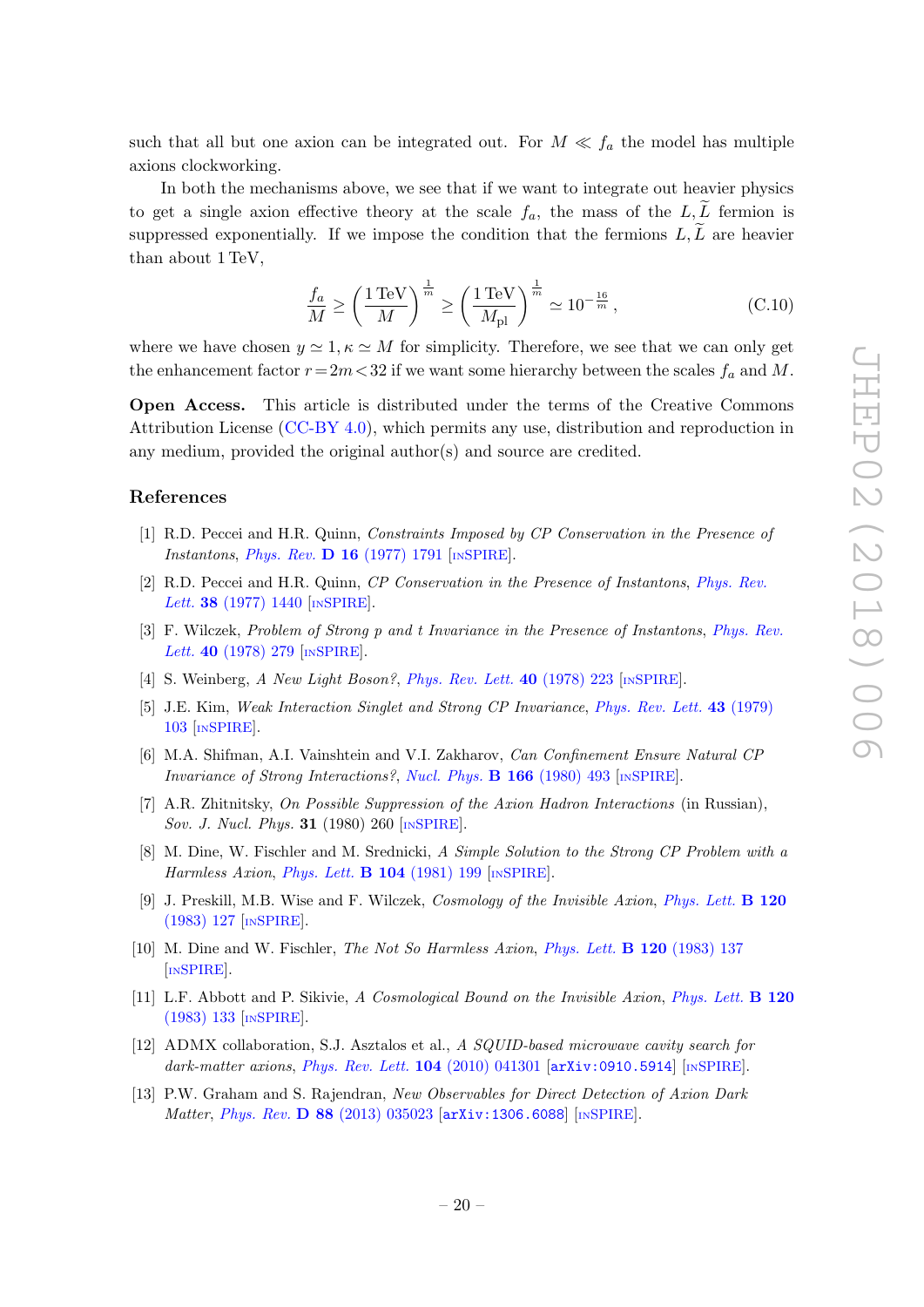such that all but one axion can be integrated out. For $M \ll f_a$ the model has multiple axions clockworking.

In both the mechanisms above, we see that if we want to integrate out heavier physics to get a single axion effective theory at the scale $f_a$, the mass of the $L, \widetilde{L}$ fermion is suppressed exponentially. If we impose the condition that the fermions $L, \widetilde{L}$ are heavier than about 1 TeV,

$$\frac{f_a}{M} \geq \left(\frac{1\,\mathrm{TeV}}{M}\right)^{\frac{1}{m}} \geq \left(\frac{1\,\mathrm{TeV}}{M_{\mathrm{pl}}}\right)^{\frac{1}{m}} \simeq 10^{-\frac{16}{m}}, \tag{C.10}$$

where we have chosen $y \simeq 1, \kappa \simeq M$ for simplicity. Therefore, we see that we can only get the enhancement factor $r = 2m < 32$ if we want some hierarchy between the scales $f_a$ and $M$.

**Open Access.** This article is distributed under the terms of the Creative Commons Attribution License (CC-BY 4.0), which permits any use, distribution and reproduction in any medium, provided the original author(s) and source are credited.

## References

[1] R.D. Peccei and H.R. Quinn, *Constraints Imposed by CP Conservation in the Presence of Instantons*, Phys. Rev. **D 16** (1977) 1791 [INSPIRE].

[2] R.D. Peccei and H.R. Quinn, *CP Conservation in the Presence of Instantons*, Phys. Rev. Lett. **38** (1977) 1440 [INSPIRE].

[3] F. Wilczek, *Problem of Strong p and t Invariance in the Presence of Instantons*, Phys. Rev. Lett. **40** (1978) 279 [INSPIRE].

[4] S. Weinberg, *A New Light Boson?*, Phys. Rev. Lett. **40** (1978) 223 [INSPIRE].

[5] J.E. Kim, *Weak Interaction Singlet and Strong CP Invariance*, Phys. Rev. Lett. **43** (1979) 103 [INSPIRE].

[6] M.A. Shifman, A.I. Vainshtein and V.I. Zakharov, *Can Confinement Ensure Natural CP Invariance of Strong Interactions?*, Nucl. Phys. **B 166** (1980) 493 [INSPIRE].

[7] A.R. Zhitnitsky, *On Possible Suppression of the Axion Hadron Interactions* (in Russian), Sov. J. Nucl. Phys. **31** (1980) 260 [INSPIRE].

[8] M. Dine, W. Fischler and M. Srednicki, *A Simple Solution to the Strong CP Problem with a Harmless Axion*, Phys. Lett. **B 104** (1981) 199 [INSPIRE].

[9] J. Preskill, M.B. Wise and F. Wilczek, *Cosmology of the Invisible Axion*, Phys. Lett. **B 120** (1983) 127 [INSPIRE].

[10] M. Dine and W. Fischler, *The Not So Harmless Axion*, Phys. Lett. **B 120** (1983) 137 [INSPIRE].

[11] L.F. Abbott and P. Sikivie, *A Cosmological Bound on the Invisible Axion*, Phys. Lett. **B 120** (1983) 133 [INSPIRE].

[12] ADMX collaboration, S.J. Asztalos et al., *A SQUID-based microwave cavity search for dark-matter axions*, Phys. Rev. Lett. **104** (2010) 041301 [arXiv:0910.5914] [INSPIRE].

[13] P.W. Graham and S. Rajendran, *New Observables for Direct Detection of Axion Dark Matter*, Phys. Rev. **D 88** (2013) 035023 [arXiv:1306.6088] [INSPIRE].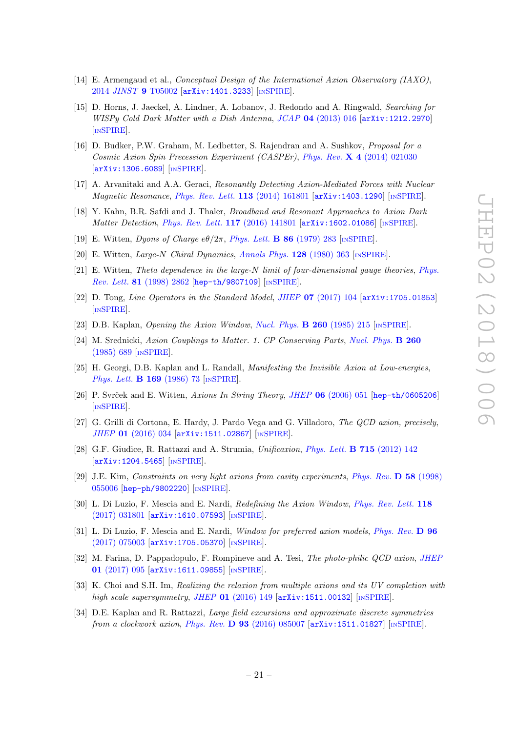[14] E. Armengaud et al., *Conceptual Design of the International Axion Observatory (IAXO)*, 2014 *JINST* **9** T05002 [arXiv:1401.3233] [INSPIRE].

[15] D. Horns, J. Jaeckel, A. Lindner, A. Lobanov, J. Redondo and A. Ringwald, *Searching for WISPy Cold Dark Matter with a Dish Antenna*, *JCAP* **04** (2013) 016 [arXiv:1212.2970] [INSPIRE].

[16] D. Budker, P.W. Graham, M. Ledbetter, S. Rajendran and A. Sushkov, *Proposal for a Cosmic Axion Spin Precession Experiment (CASPEr)*, *Phys. Rev.* **X 4** (2014) 021030 [arXiv:1306.6089] [INSPIRE].

[17] A. Arvanitaki and A.A. Geraci, *Resonantly Detecting Axion-Mediated Forces with Nuclear Magnetic Resonance*, *Phys. Rev. Lett.* **113** (2014) 161801 [arXiv:1403.1290] [INSPIRE].

[18] Y. Kahn, B.R. Safdi and J. Thaler, *Broadband and Resonant Approaches to Axion Dark Matter Detection*, *Phys. Rev. Lett.* **117** (2016) 141801 [arXiv:1602.01086] [INSPIRE].

[19] E. Witten, *Dyons of Charge $e\theta/2\pi$*, *Phys. Lett.* **B 86** (1979) 283 [INSPIRE].

[20] E. Witten, *Large-N Chiral Dynamics*, *Annals Phys.* **128** (1980) 363 [INSPIRE].

[21] E. Witten, *Theta dependence in the large-N limit of four-dimensional gauge theories*, *Phys. Rev. Lett.* **81** (1998) 2862 [hep-th/9807109] [INSPIRE].

[22] D. Tong, *Line Operators in the Standard Model*, *JHEP* **07** (2017) 104 [arXiv:1705.01853] [INSPIRE].

[23] D.B. Kaplan, *Opening the Axion Window*, *Nucl. Phys.* **B 260** (1985) 215 [INSPIRE].

[24] M. Srednicki, *Axion Couplings to Matter. 1. CP Conserving Parts*, *Nucl. Phys.* **B 260** (1985) 689 [INSPIRE].

[25] H. Georgi, D.B. Kaplan and L. Randall, *Manifesting the Invisible Axion at Low-energies*, *Phys. Lett.* **B 169** (1986) 73 [INSPIRE].

[26] P. Svrček and E. Witten, *Axions In String Theory*, *JHEP* **06** (2006) 051 [hep-th/0605206] [INSPIRE].

[27] G. Grilli di Cortona, E. Hardy, J. Pardo Vega and G. Villadoro, *The QCD axion, precisely*, *JHEP* **01** (2016) 034 [arXiv:1511.02867] [INSPIRE].

[28] G.F. Giudice, R. Rattazzi and A. Strumia, *Unificaxion*, *Phys. Lett.* **B 715** (2012) 142 [arXiv:1204.5465] [INSPIRE].

[29] J.E. Kim, *Constraints on very light axions from cavity experiments*, *Phys. Rev.* **D 58** (1998) 055006 [hep-ph/9802220] [INSPIRE].

[30] L. Di Luzio, F. Mescia and E. Nardi, *Redefining the Axion Window*, *Phys. Rev. Lett.* **118** (2017) 031801 [arXiv:1610.07593] [INSPIRE].

[31] L. Di Luzio, F. Mescia and E. Nardi, *Window for preferred axion models*, *Phys. Rev.* **D 96** (2017) 075003 [arXiv:1705.05370] [INSPIRE].

[32] M. Farina, D. Pappadopulo, F. Rompineve and A. Tesi, *The photo-philic QCD axion*, *JHEP* **01** (2017) 095 [arXiv:1611.09855] [INSPIRE].

[33] K. Choi and S.H. Im, *Realizing the relaxion from multiple axions and its UV completion with high scale supersymmetry*, *JHEP* **01** (2016) 149 [arXiv:1511.00132] [INSPIRE].

[34] D.E. Kaplan and R. Rattazzi, *Large field excursions and approximate discrete symmetries from a clockwork axion*, *Phys. Rev.* **D 93** (2016) 085007 [arXiv:1511.01827] [INSPIRE].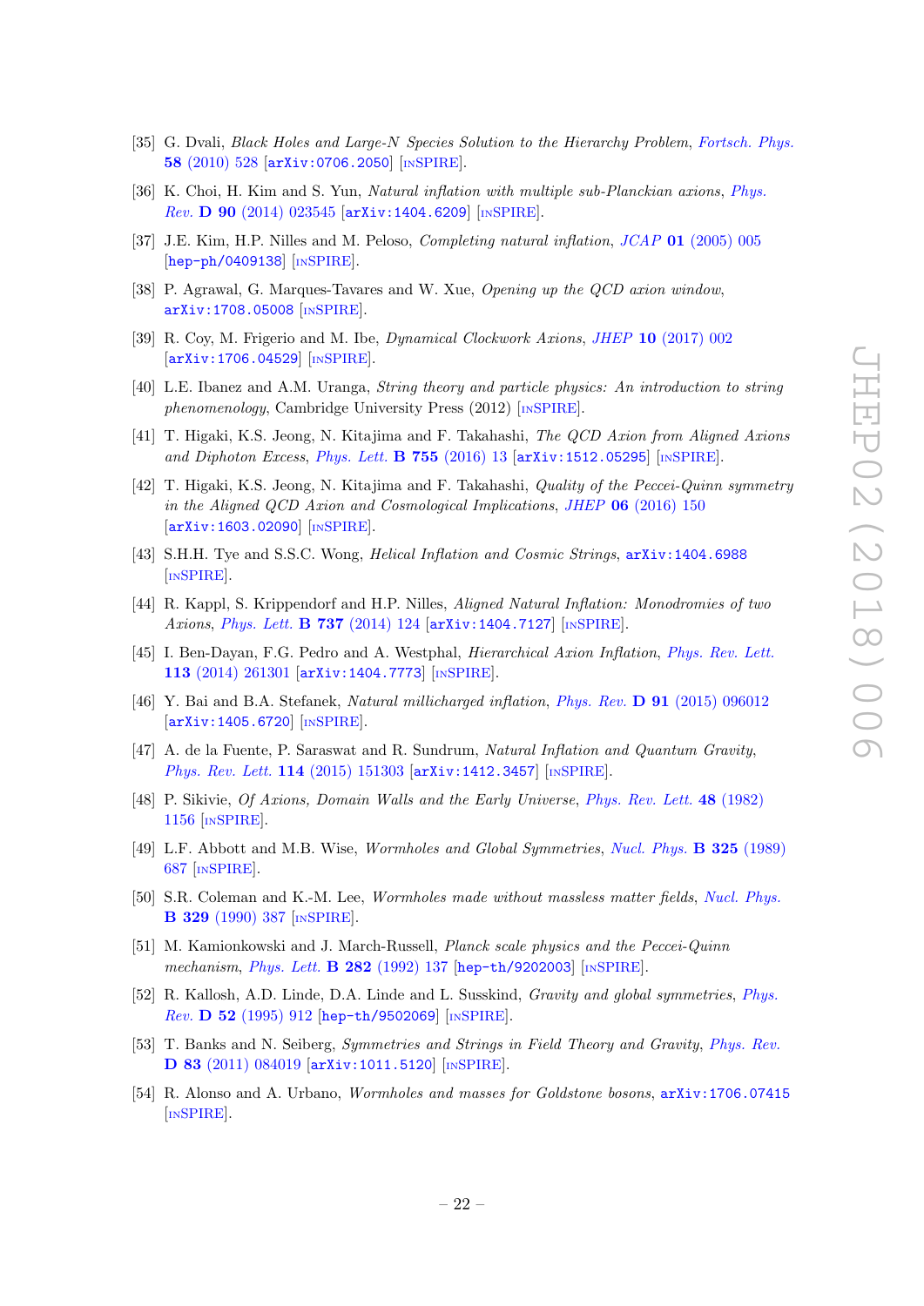- [35] G. Dvali, *Black Holes and Large-N Species Solution to the Hierarchy Problem*, *Fortsch. Phys.* **58** (2010) 528 [arXiv:0706.2050] [INSPIRE].
- [36] K. Choi, H. Kim and S. Yun, *Natural inflation with multiple sub-Planckian axions*, *Phys. Rev.* **D 90** (2014) 023545 [arXiv:1404.6209] [INSPIRE].
- [37] J.E. Kim, H.P. Nilles and M. Peloso, *Completing natural inflation*, *JCAP* **01** (2005) 005 [hep-ph/0409138] [INSPIRE].
- [38] P. Agrawal, G. Marques-Tavares and W. Xue, *Opening up the QCD axion window*, arXiv:1708.05008 [INSPIRE].
- [39] R. Coy, M. Frigerio and M. Ibe, *Dynamical Clockwork Axions*, *JHEP* **10** (2017) 002 [arXiv:1706.04529] [INSPIRE].
- [40] L.E. Ibanez and A.M. Uranga, *String theory and particle physics: An introduction to string phenomenology*, Cambridge University Press (2012) [INSPIRE].
- [41] T. Higaki, K.S. Jeong, N. Kitajima and F. Takahashi, *The QCD Axion from Aligned Axions and Diphoton Excess*, *Phys. Lett.* **B 755** (2016) 13 [arXiv:1512.05295] [INSPIRE].
- [42] T. Higaki, K.S. Jeong, N. Kitajima and F. Takahashi, *Quality of the Peccei-Quinn symmetry in the Aligned QCD Axion and Cosmological Implications*, *JHEP* **06** (2016) 150 [arXiv:1603.02090] [INSPIRE].
- [43] S.H.H. Tye and S.S.C. Wong, *Helical Inflation and Cosmic Strings*, arXiv:1404.6988 [INSPIRE].
- [44] R. Kappl, S. Krippendorf and H.P. Nilles, *Aligned Natural Inflation: Monodromies of two Axions*, *Phys. Lett.* **B 737** (2014) 124 [arXiv:1404.7127] [INSPIRE].
- [45] I. Ben-Dayan, F.G. Pedro and A. Westphal, *Hierarchical Axion Inflation*, *Phys. Rev. Lett.* **113** (2014) 261301 [arXiv:1404.7773] [INSPIRE].
- [46] Y. Bai and B.A. Stefanek, *Natural millicharged inflation*, *Phys. Rev.* **D 91** (2015) 096012 [arXiv:1405.6720] [INSPIRE].
- [47] A. de la Fuente, P. Saraswat and R. Sundrum, *Natural Inflation and Quantum Gravity*, *Phys. Rev. Lett.* **114** (2015) 151303 [arXiv:1412.3457] [INSPIRE].
- [48] P. Sikivie, *Of Axions, Domain Walls and the Early Universe*, *Phys. Rev. Lett.* **48** (1982) 1156 [INSPIRE].
- [49] L.F. Abbott and M.B. Wise, *Wormholes and Global Symmetries*, *Nucl. Phys.* **B 325** (1989) 687 [INSPIRE].
- [50] S.R. Coleman and K.-M. Lee, *Wormholes made without massless matter fields*, *Nucl. Phys.* **B 329** (1990) 387 [INSPIRE].
- [51] M. Kamionkowski and J. March-Russell, *Planck scale physics and the Peccei-Quinn mechanism*, *Phys. Lett.* **B 282** (1992) 137 [hep-th/9202003] [INSPIRE].
- [52] R. Kallosh, A.D. Linde, D.A. Linde and L. Susskind, *Gravity and global symmetries*, *Phys. Rev.* **D 52** (1995) 912 [hep-th/9502069] [INSPIRE].
- [53] T. Banks and N. Seiberg, *Symmetries and Strings in Field Theory and Gravity*, *Phys. Rev.* **D 83** (2011) 084019 [arXiv:1011.5120] [INSPIRE].
- [54] R. Alonso and A. Urbano, *Wormholes and masses for Goldstone bosons*, arXiv:1706.07415 [INSPIRE].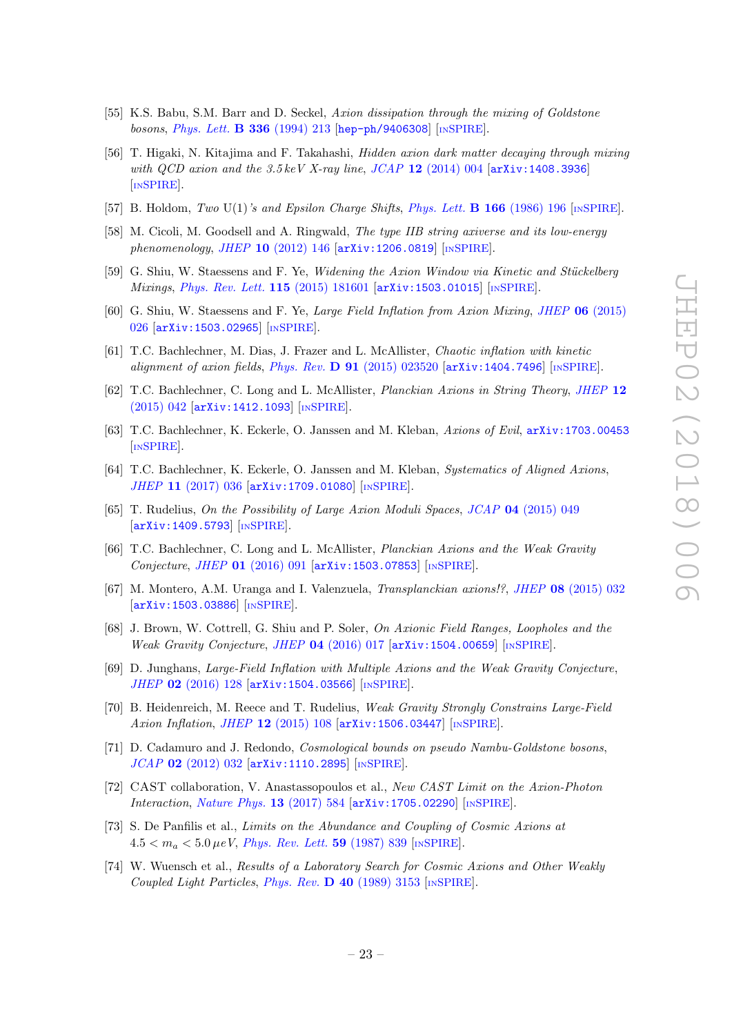[55] K.S. Babu, S.M. Barr and D. Seckel, *Axion dissipation through the mixing of Goldstone bosons*, Phys. Lett. **B 336** (1994) 213 [hep-ph/9406308] [INSPIRE].

[56] T. Higaki, N. Kitajima and F. Takahashi, *Hidden axion dark matter decaying through mixing with QCD axion and the 3.5 keV X-ray line*, JCAP **12** (2014) 004 [arXiv:1408.3936] [INSPIRE].

[57] B. Holdom, *Two* U(1)*'s and Epsilon Charge Shifts*, Phys. Lett. **B 166** (1986) 196 [INSPIRE].

[58] M. Cicoli, M. Goodsell and A. Ringwald, *The type IIB string axiverse and its low-energy phenomenology*, JHEP **10** (2012) 146 [arXiv:1206.0819] [INSPIRE].

[59] G. Shiu, W. Staessens and F. Ye, *Widening the Axion Window via Kinetic and Stückelberg Mixings*, Phys. Rev. Lett. **115** (2015) 181601 [arXiv:1503.01015] [INSPIRE].

[60] G. Shiu, W. Staessens and F. Ye, *Large Field Inflation from Axion Mixing*, JHEP **06** (2015) 026 [arXiv:1503.02965] [INSPIRE].

[61] T.C. Bachlechner, M. Dias, J. Frazer and L. McAllister, *Chaotic inflation with kinetic alignment of axion fields*, Phys. Rev. **D 91** (2015) 023520 [arXiv:1404.7496] [INSPIRE].

[62] T.C. Bachlechner, C. Long and L. McAllister, *Planckian Axions in String Theory*, JHEP **12** (2015) 042 [arXiv:1412.1093] [INSPIRE].

[63] T.C. Bachlechner, K. Eckerle, O. Janssen and M. Kleban, *Axions of Evil*, arXiv:1703.00453 [INSPIRE].

[64] T.C. Bachlechner, K. Eckerle, O. Janssen and M. Kleban, *Systematics of Aligned Axions*, JHEP **11** (2017) 036 [arXiv:1709.01080] [INSPIRE].

[65] T. Rudelius, *On the Possibility of Large Axion Moduli Spaces*, JCAP **04** (2015) 049 [arXiv:1409.5793] [INSPIRE].

[66] T.C. Bachlechner, C. Long and L. McAllister, *Planckian Axions and the Weak Gravity Conjecture*, JHEP **01** (2016) 091 [arXiv:1503.07853] [INSPIRE].

[67] M. Montero, A.M. Uranga and I. Valenzuela, *Transplanckian axions!?*, JHEP **08** (2015) 032 [arXiv:1503.03886] [INSPIRE].

[68] J. Brown, W. Cottrell, G. Shiu and P. Soler, *On Axionic Field Ranges, Loopholes and the Weak Gravity Conjecture*, JHEP **04** (2016) 017 [arXiv:1504.00659] [INSPIRE].

[69] D. Junghans, *Large-Field Inflation with Multiple Axions and the Weak Gravity Conjecture*, JHEP **02** (2016) 128 [arXiv:1504.03566] [INSPIRE].

[70] B. Heidenreich, M. Reece and T. Rudelius, *Weak Gravity Strongly Constrains Large-Field Axion Inflation*, JHEP **12** (2015) 108 [arXiv:1506.03447] [INSPIRE].

[71] D. Cadamuro and J. Redondo, *Cosmological bounds on pseudo Nambu-Goldstone bosons*, JCAP **02** (2012) 032 [arXiv:1110.2895] [INSPIRE].

[72] CAST collaboration, V. Anastassopoulos et al., *New CAST Limit on the Axion-Photon Interaction*, Nature Phys. **13** (2017) 584 [arXiv:1705.02290] [INSPIRE].

[73] S. De Panfilis et al., *Limits on the Abundance and Coupling of Cosmic Axions at* $4.5 < m_a < 5.0\,\mu eV$, Phys. Rev. Lett. **59** (1987) 839 [INSPIRE].

[74] W. Wuensch et al., *Results of a Laboratory Search for Cosmic Axions and Other Weakly Coupled Light Particles*, Phys. Rev. **D 40** (1989) 3153 [INSPIRE].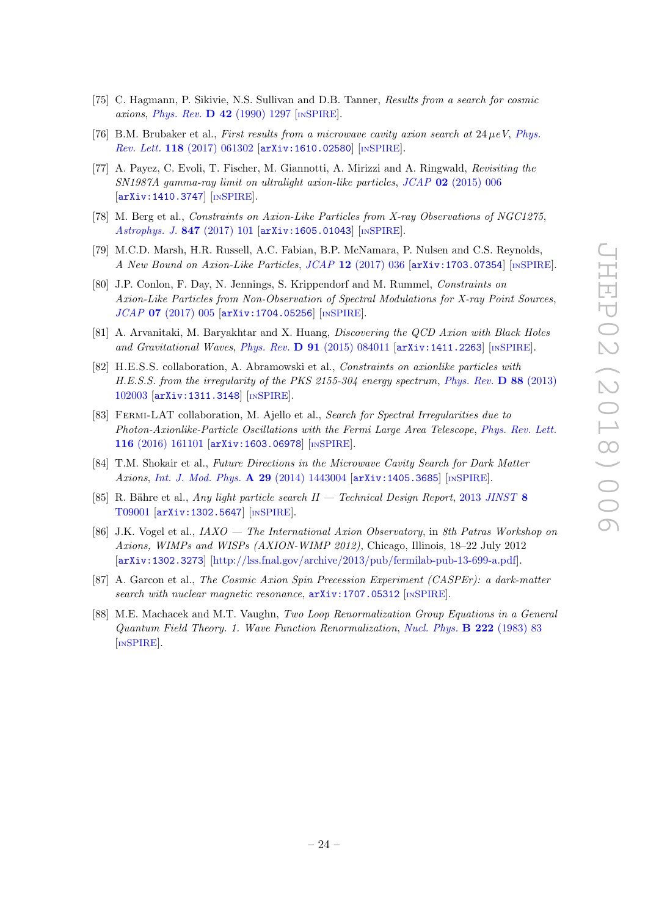[75] C. Hagmann, P. Sikivie, N.S. Sullivan and D.B. Tanner, *Results from a search for cosmic axions*, *Phys. Rev.* **D 42** (1990) 1297 [INSPIRE].

[76] B.M. Brubaker et al., *First results from a microwave cavity axion search at* $24\,\mu eV$, *Phys. Rev. Lett.* **118** (2017) 061302 [arXiv:1610.02580] [INSPIRE].

[77] A. Payez, C. Evoli, T. Fischer, M. Giannotti, A. Mirizzi and A. Ringwald, *Revisiting the SN1987A gamma-ray limit on ultralight axion-like particles*, *JCAP* **02** (2015) 006 [arXiv:1410.3747] [INSPIRE].

[78] M. Berg et al., *Constraints on Axion-Like Particles from X-ray Observations of NGC1275*, *Astrophys. J.* **847** (2017) 101 [arXiv:1605.01043] [INSPIRE].

[79] M.C.D. Marsh, H.R. Russell, A.C. Fabian, B.P. McNamara, P. Nulsen and C.S. Reynolds, *A New Bound on Axion-Like Particles*, *JCAP* **12** (2017) 036 [arXiv:1703.07354] [INSPIRE].

[80] J.P. Conlon, F. Day, N. Jennings, S. Krippendorf and M. Rummel, *Constraints on Axion-Like Particles from Non-Observation of Spectral Modulations for X-ray Point Sources*, *JCAP* **07** (2017) 005 [arXiv:1704.05256] [INSPIRE].

[81] A. Arvanitaki, M. Baryakhtar and X. Huang, *Discovering the QCD Axion with Black Holes and Gravitational Waves*, *Phys. Rev.* **D 91** (2015) 084011 [arXiv:1411.2263] [INSPIRE].

[82] H.E.S.S. collaboration, A. Abramowski et al., *Constraints on axionlike particles with H.E.S.S. from the irregularity of the PKS 2155-304 energy spectrum*, *Phys. Rev.* **D 88** (2013) 102003 [arXiv:1311.3148] [INSPIRE].

[83] Fermi-LAT collaboration, M. Ajello et al., *Search for Spectral Irregularities due to Photon-Axionlike-Particle Oscillations with the Fermi Large Area Telescope*, *Phys. Rev. Lett.* **116** (2016) 161101 [arXiv:1603.06978] [INSPIRE].

[84] T.M. Shokair et al., *Future Directions in the Microwave Cavity Search for Dark Matter Axions*, *Int. J. Mod. Phys.* **A 29** (2014) 1443004 [arXiv:1405.3685] [INSPIRE].

[85] R. Bähre et al., *Any light particle search II — Technical Design Report*, 2013 *JINST* **8** T09001 [arXiv:1302.5647] [INSPIRE].

[86] J.K. Vogel et al., *IAXO — The International Axion Observatory*, in *8th Patras Workshop on Axions, WIMPs and WISPs (AXION-WIMP 2012)*, Chicago, Illinois, 18–22 July 2012 [arXiv:1302.3273] [http://lss.fnal.gov/archive/2013/pub/fermilab-pub-13-699-a.pdf].

[87] A. Garcon et al., *The Cosmic Axion Spin Precession Experiment (CASPEr): a dark-matter search with nuclear magnetic resonance*, arXiv:1707.05312 [INSPIRE].

[88] M.E. Machacek and M.T. Vaughn, *Two Loop Renormalization Group Equations in a General Quantum Field Theory. 1. Wave Function Renormalization*, *Nucl. Phys.* **B 222** (1983) 83 [INSPIRE].